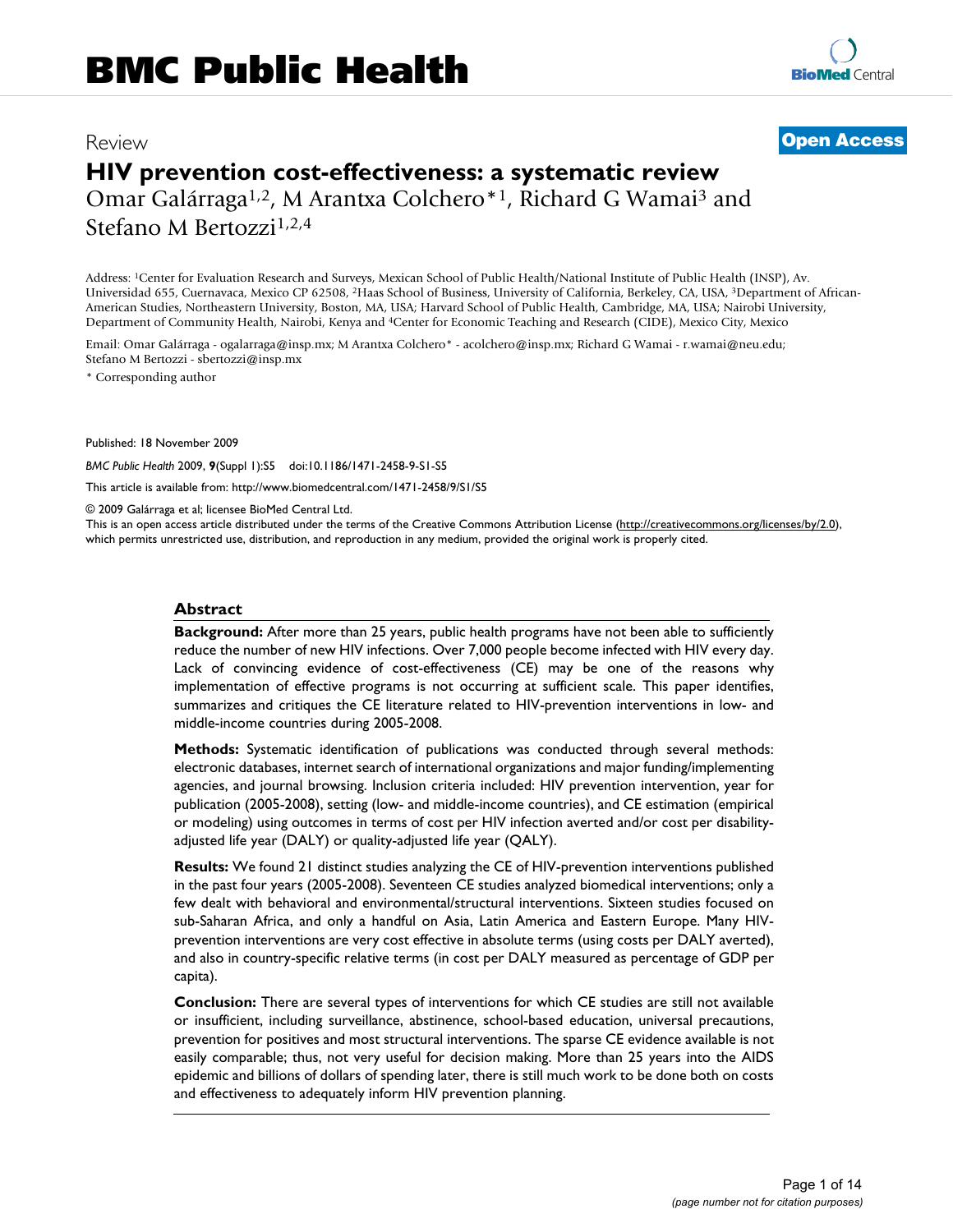Review

**Open Access**

# HIV prevention cost-effectiveness: a systematic review

Omar Galárraga[1,2], M Arantxa Colchero*[1], Richard G Wamai[3] and Stefano M Bertozzi[1,2,4]

Address: [1]Center for Evaluation Research and Surveys, Mexican School of Public Health/National Institute of Public Health (INSP), Av. Universidad 655, Cuernavaca, Mexico CP 62508, [2]Haas School of Business, University of California, Berkeley, CA, USA, [3]Department of African-American Studies, Northeastern University, Boston, MA, USA; Harvard School of Public Health, Cambridge, MA, USA; Nairobi University, Department of Community Health, Nairobi, Kenya and [4]Center for Economic Teaching and Research (CIDE), Mexico City, Mexico

Email: Omar Galárraga - ogalarraga@insp.mx; M Arantxa Colchero* - acolchero@insp.mx; Richard G Wamai - r.wamai@neu.edu; Stefano M Bertozzi - sbertozzi@insp.mx

* Corresponding author

Published: 18 November 2009

*BMC Public Health* 2009, **9**(Suppl 1):S5 doi:10.1186/1471-2458-9-S1-S5

This article is available from: http://www.biomedcentral.com/1471-2458/9/S1/S5

© 2009 Galárraga et al; licensee BioMed Central Ltd.

This is an open access article distributed under the terms of the Creative Commons Attribution License (http://creativecommons.org/licenses/by/2.0), which permits unrestricted use, distribution, and reproduction in any medium, provided the original work is properly cited.

## Abstract

**Background:** After more than 25 years, public health programs have not been able to sufficiently reduce the number of new HIV infections. Over 7,000 people become infected with HIV every day. Lack of convincing evidence of cost-effectiveness (CE) may be one of the reasons why implementation of effective programs is not occurring at sufficient scale. This paper identifies, summarizes and critiques the CE literature related to HIV-prevention interventions in low- and middle-income countries during 2005-2008.

**Methods:** Systematic identification of publications was conducted through several methods: electronic databases, internet search of international organizations and major funding/implementing agencies, and journal browsing. Inclusion criteria included: HIV prevention intervention, year for publication (2005-2008), setting (low- and middle-income countries), and CE estimation (empirical or modeling) using outcomes in terms of cost per HIV infection averted and/or cost per disability-adjusted life year (DALY) or quality-adjusted life year (QALY).

**Results:** We found 21 distinct studies analyzing the CE of HIV-prevention interventions published in the past four years (2005-2008). Seventeen CE studies analyzed biomedical interventions; only a few dealt with behavioral and environmental/structural interventions. Sixteen studies focused on sub-Saharan Africa, and only a handful on Asia, Latin America and Eastern Europe. Many HIV-prevention interventions are very cost effective in absolute terms (using costs per DALY averted), and also in country-specific relative terms (in cost per DALY measured as percentage of GDP per capita).

**Conclusion:** There are several types of interventions for which CE studies are still not available or insufficient, including surveillance, abstinence, school-based education, universal precautions, prevention for positives and most structural interventions. The sparse CE evidence available is not easily comparable; thus, not very useful for decision making. More than 25 years into the AIDS epidemic and billions of dollars of spending later, there is still much work to be done both on costs and effectiveness to adequately inform HIV prevention planning.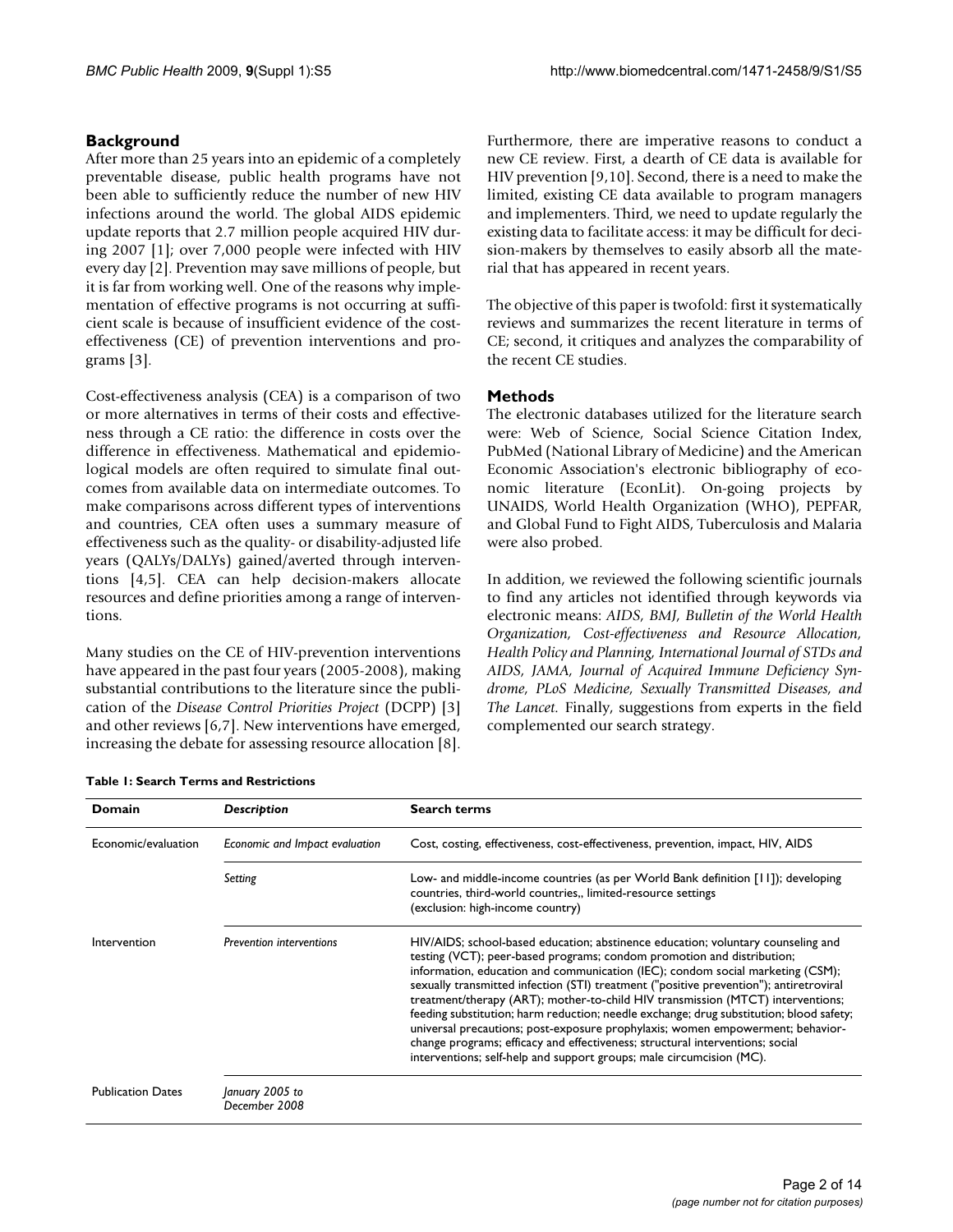## Background

After more than 25 years into an epidemic of a completely preventable disease, public health programs have not been able to sufficiently reduce the number of new HIV infections around the world. The global AIDS epidemic update reports that 2.7 million people acquired HIV during 2007 [1]; over 7,000 people were infected with HIV every day [2]. Prevention may save millions of people, but it is far from working well. One of the reasons why implementation of effective programs is not occurring at sufficient scale is because of insufficient evidence of the cost-effectiveness (CE) of prevention interventions and programs [3].

Cost-effectiveness analysis (CEA) is a comparison of two or more alternatives in terms of their costs and effectiveness through a CE ratio: the difference in costs over the difference in effectiveness. Mathematical and epidemiological models are often required to simulate final outcomes from available data on intermediate outcomes. To make comparisons across different types of interventions and countries, CEA often uses a summary measure of effectiveness such as the quality- or disability-adjusted life years (QALYs/DALYs) gained/averted through interventions [4,5]. CEA can help decision-makers allocate resources and define priorities among a range of interventions.

Many studies on the CE of HIV-prevention interventions have appeared in the past four years (2005-2008), making substantial contributions to the literature since the publication of the *Disease Control Priorities Project* (DCPP) [3] and other reviews [6,7]. New interventions have emerged, increasing the debate for assessing resource allocation [8]. Furthermore, there are imperative reasons to conduct a new CE review. First, a dearth of CE data is available for HIV prevention [9,10]. Second, there is a need to make the limited, existing CE data available to program managers and implementers. Third, we need to update regularly the existing data to facilitate access: it may be difficult for decision-makers by themselves to easily absorb all the material that has appeared in recent years.

The objective of this paper is twofold: first it systematically reviews and summarizes the recent literature in terms of CE; second, it critiques and analyzes the comparability of the recent CE studies.

## Methods

The electronic databases utilized for the literature search were: Web of Science, Social Science Citation Index, PubMed (National Library of Medicine) and the American Economic Association's electronic bibliography of economic literature (EconLit). On-going projects by UNAIDS, World Health Organization (WHO), PEPFAR, and Global Fund to Fight AIDS, Tuberculosis and Malaria were also probed.

In addition, we reviewed the following scientific journals to find any articles not identified through keywords via electronic means: *AIDS, BMJ, Bulletin of the World Health Organization, Cost-effectiveness and Resource Allocation, Health Policy and Planning, International Journal of STDs and AIDS, JAMA, Journal of Acquired Immune Deficiency Syndrome, PLoS Medicine, Sexually Transmitted Diseases, and The Lancet.* Finally, suggestions from experts in the field complemented our search strategy.

**Table 1: Search Terms and Restrictions**

| Domain | *Description* | Search terms |
|---|---|---|
| Economic/evaluation | *Economic and Impact evaluation* | Cost, costing, effectiveness, cost-effectiveness, prevention, impact, HIV, AIDS |
| | *Setting* | Low- and middle-income countries (as per World Bank definition [11]); developing countries, third-world countries,, limited-resource settings (exclusion: high-income country) |
| Intervention | *Prevention interventions* | HIV/AIDS; school-based education; abstinence education; voluntary counseling and testing (VCT); peer-based programs; condom promotion and distribution; information, education and communication (IEC); condom social marketing (CSM); sexually transmitted infection (STI) treatment ("positive prevention"); antiretroviral treatment/therapy (ART); mother-to-child HIV transmission (MTCT) interventions; feeding substitution; harm reduction; needle exchange; drug substitution; blood safety; universal precautions; post-exposure prophylaxis; women empowerment; behavior-change programs; efficacy and effectiveness; structural interventions; social interventions; self-help and support groups; male circumcision (MC). |
| Publication Dates | *January 2005 to December 2008* | |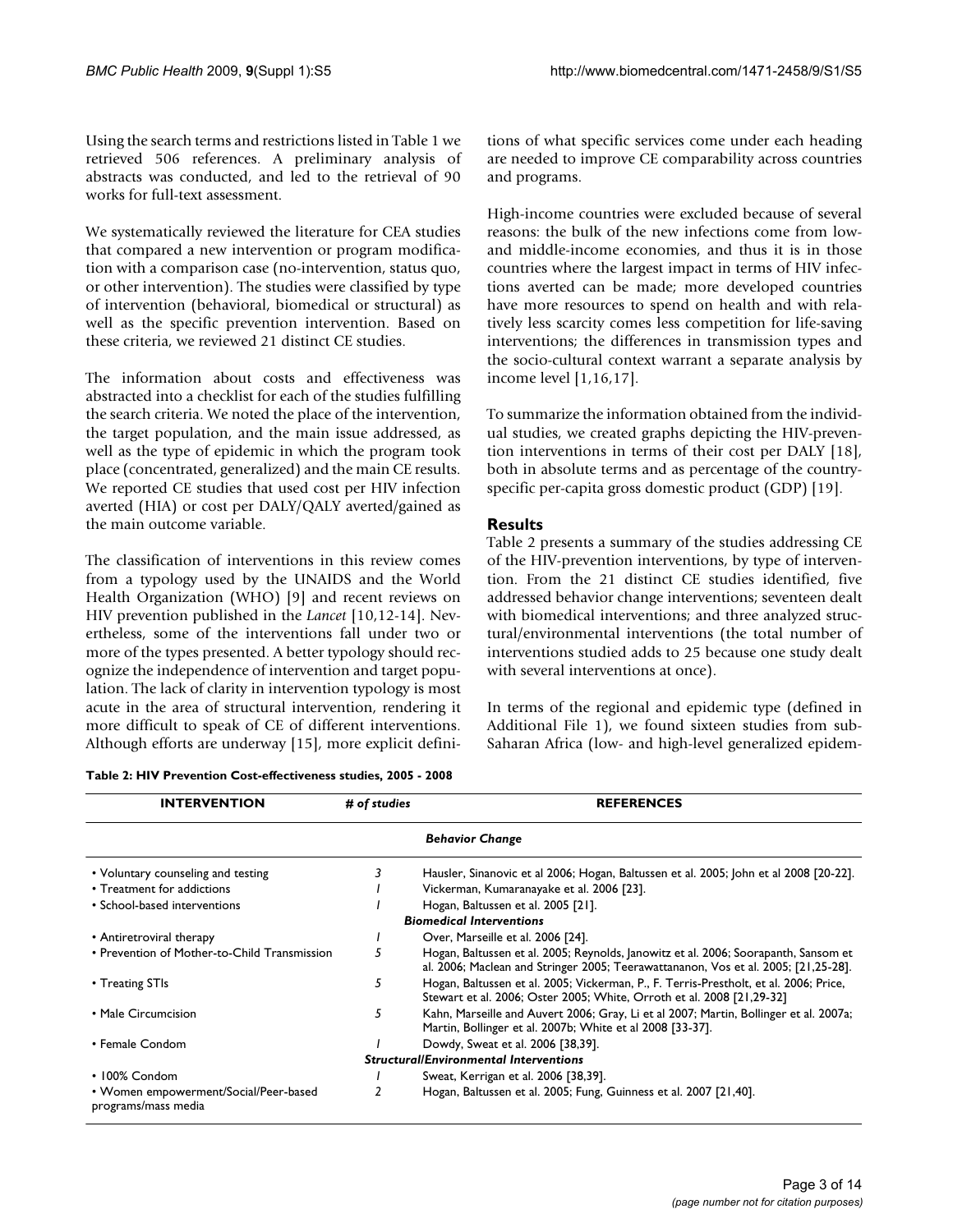Using the search terms and restrictions listed in Table 1 we retrieved 506 references. A preliminary analysis of abstracts was conducted, and led to the retrieval of 90 works for full-text assessment.

We systematically reviewed the literature for CEA studies that compared a new intervention or program modification with a comparison case (no-intervention, status quo, or other intervention). The studies were classified by type of intervention (behavioral, biomedical or structural) as well as the specific prevention intervention. Based on these criteria, we reviewed 21 distinct CE studies.

The information about costs and effectiveness was abstracted into a checklist for each of the studies fulfilling the search criteria. We noted the place of the intervention, the target population, and the main issue addressed, as well as the type of epidemic in which the program took place (concentrated, generalized) and the main CE results. We reported CE studies that used cost per HIV infection averted (HIA) or cost per DALY/QALY averted/gained as the main outcome variable.

The classification of interventions in this review comes from a typology used by the UNAIDS and the World Health Organization (WHO) [9] and recent reviews on HIV prevention published in the *Lancet* [10,12-14]. Nevertheless, some of the interventions fall under two or more of the types presented. A better typology should recognize the independence of intervention and target population. The lack of clarity in intervention typology is most acute in the area of structural intervention, rendering it more difficult to speak of CE of different interventions. Although efforts are underway [15], more explicit definitions of what specific services come under each heading are needed to improve CE comparability across countries and programs.

High-income countries were excluded because of several reasons: the bulk of the new infections come from low- and middle-income economies, and thus it is in those countries where the largest impact in terms of HIV infections averted can be made; more developed countries have more resources to spend on health and with relatively less scarcity comes less competition for life-saving interventions; the differences in transmission types and the socio-cultural context warrant a separate analysis by income level [1,16,17].

To summarize the information obtained from the individual studies, we created graphs depicting the HIV-prevention interventions in terms of their cost per DALY [18], both in absolute terms and as percentage of the country-specific per-capita gross domestic product (GDP) [19].

## Results

Table 2 presents a summary of the studies addressing CE of the HIV-prevention interventions, by type of intervention. From the 21 distinct CE studies identified, five addressed behavior change interventions; seventeen dealt with biomedical interventions; and three analyzed structural/environmental interventions (the total number of interventions studied adds to 25 because one study dealt with several interventions at once).

In terms of the regional and epidemic type (defined in Additional File 1), we found sixteen studies from sub-Saharan Africa (low- and high-level generalized epidem-

**Table 2: HIV Prevention Cost-effectiveness studies, 2005 - 2008**

| INTERVENTION | # of studies | REFERENCES |
|---|---|---|
| | | ***Behavior Change*** |
| • Voluntary counseling and testing | 3 | Hausler, Sinanovic et al 2006; Hogan, Baltussen et al. 2005; John et al 2008 [20-22]. |
| • Treatment for addictions | 1 | Vickerman, Kumaranayake et al. 2006 [23]. |
| • School-based interventions | 1 | Hogan, Baltussen et al. 2005 [21]. |
| | | ***Biomedical Interventions*** |
| • Antiretroviral therapy | 1 | Over, Marseille et al. 2006 [24]. |
| • Prevention of Mother-to-Child Transmission | 5 | Hogan, Baltussen et al. 2005; Reynolds, Janowitz et al. 2006; Soorapanth, Sansom et al. 2006; Maclean and Stringer 2005; Teerawattananon, Vos et al. 2005; [21,25-28]. |
| • Treating STIs | 5 | Hogan, Baltussen et al. 2005; Vickerman, P., F. Terris-Prestholt, et al. 2006; Price, Stewart et al. 2006; Oster 2005; White, Orroth et al. 2008 [21,29-32] |
| • Male Circumcision | 5 | Kahn, Marseille and Auvert 2006; Gray, Li et al 2007; Martin, Bollinger et al. 2007a; Martin, Bollinger et al. 2007b; White et al 2008 [33-37]. |
| • Female Condom | 1 | Dowdy, Sweat et al. 2006 [38,39]. |
| | | ***Structural/Environmental Interventions*** |
| • 100% Condom | 1 | Sweat, Kerrigan et al. 2006 [38,39]. |
| • Women empowerment/Social/Peer-based programs/mass media | 2 | Hogan, Baltussen et al. 2005; Fung, Guinness et al. 2007 [21,40]. |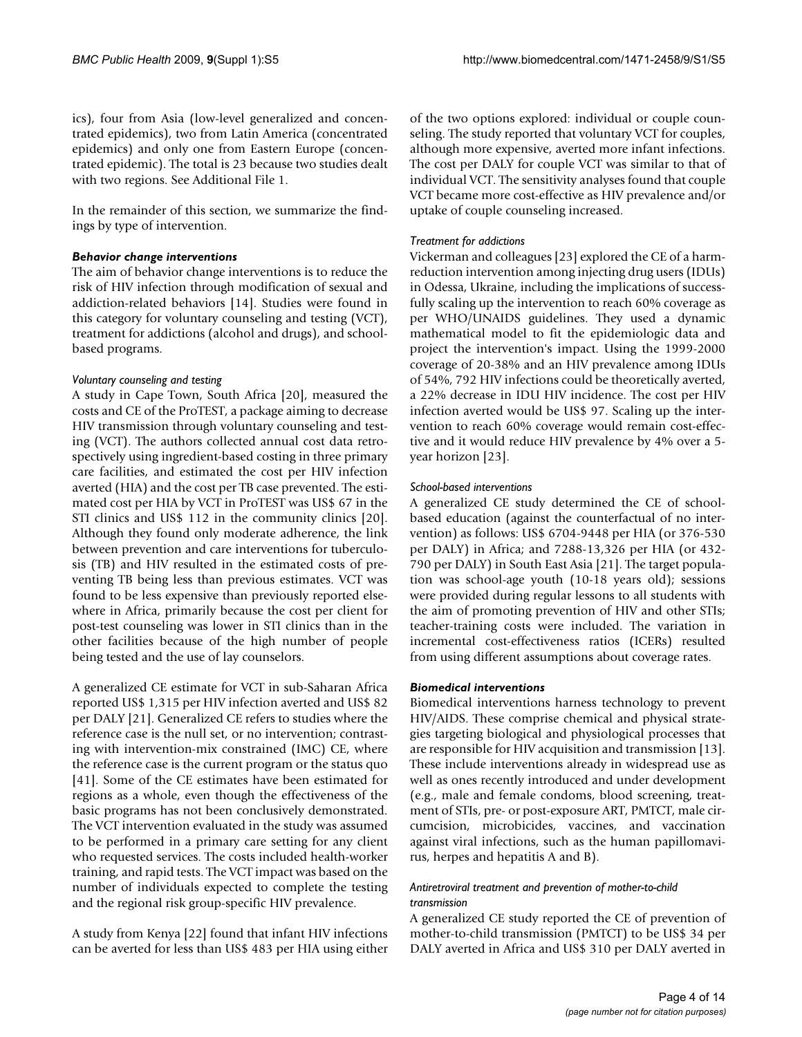ics), four from Asia (low-level generalized and concentrated epidemics), two from Latin America (concentrated epidemics) and only one from Eastern Europe (concentrated epidemic). The total is 23 because two studies dealt with two regions. See Additional File 1.

In the remainder of this section, we summarize the findings by type of intervention.

### *Behavior change interventions*

The aim of behavior change interventions is to reduce the risk of HIV infection through modification of sexual and addiction-related behaviors [14]. Studies were found in this category for voluntary counseling and testing (VCT), treatment for addictions (alcohol and drugs), and school-based programs.

#### *Voluntary counseling and testing*

A study in Cape Town, South Africa [20], measured the costs and CE of the ProTEST, a package aiming to decrease HIV transmission through voluntary counseling and testing (VCT). The authors collected annual cost data retrospectively using ingredient-based costing in three primary care facilities, and estimated the cost per HIV infection averted (HIA) and the cost per TB case prevented. The estimated cost per HIA by VCT in ProTEST was US$ 67 in the STI clinics and US$ 112 in the community clinics [20]. Although they found only moderate adherence, the link between prevention and care interventions for tuberculosis (TB) and HIV resulted in the estimated costs of preventing TB being less than previous estimates. VCT was found to be less expensive than previously reported elsewhere in Africa, primarily because the cost per client for post-test counseling was lower in STI clinics than in the other facilities because of the high number of people being tested and the use of lay counselors.

A generalized CE estimate for VCT in sub-Saharan Africa reported US$ 1,315 per HIV infection averted and US$ 82 per DALY [21]. Generalized CE refers to studies where the reference case is the null set, or no intervention; contrasting with intervention-mix constrained (IMC) CE, where the reference case is the current program or the status quo [41]. Some of the CE estimates have been estimated for regions as a whole, even though the effectiveness of the basic programs has not been conclusively demonstrated. The VCT intervention evaluated in the study was assumed to be performed in a primary care setting for any client who requested services. The costs included health-worker training, and rapid tests. The VCT impact was based on the number of individuals expected to complete the testing and the regional risk group-specific HIV prevalence.

A study from Kenya [22] found that infant HIV infections can be averted for less than US$ 483 per HIA using either of the two options explored: individual or couple counseling. The study reported that voluntary VCT for couples, although more expensive, averted more infant infections. The cost per DALY for couple VCT was similar to that of individual VCT. The sensitivity analyses found that couple VCT became more cost-effective as HIV prevalence and/or uptake of couple counseling increased.

#### *Treatment for addictions*

Vickerman and colleagues [23] explored the CE of a harm-reduction intervention among injecting drug users (IDUs) in Odessa, Ukraine, including the implications of successfully scaling up the intervention to reach 60% coverage as per WHO/UNAIDS guidelines. They used a dynamic mathematical model to fit the epidemiologic data and project the intervention's impact. Using the 1999-2000 coverage of 20-38% and an HIV prevalence among IDUs of 54%, 792 HIV infections could be theoretically averted, a 22% decrease in IDU HIV incidence. The cost per HIV infection averted would be US$ 97. Scaling up the intervention to reach 60% coverage would remain cost-effective and it would reduce HIV prevalence by 4% over a 5-year horizon [23].

#### *School-based interventions*

A generalized CE study determined the CE of school-based education (against the counterfactual of no intervention) as follows: US$ 6704-9448 per HIA (or 376-530 per DALY) in Africa; and 7288-13,326 per HIA (or 432-790 per DALY) in South East Asia [21]. The target population was school-age youth (10-18 years old); sessions were provided during regular lessons to all students with the aim of promoting prevention of HIV and other STIs; teacher-training costs were included. The variation in incremental cost-effectiveness ratios (ICERs) resulted from using different assumptions about coverage rates.

### *Biomedical interventions*

Biomedical interventions harness technology to prevent HIV/AIDS. These comprise chemical and physical strategies targeting biological and physiological processes that are responsible for HIV acquisition and transmission [13]. These include interventions already in widespread use as well as ones recently introduced and under development (e.g., male and female condoms, blood screening, treatment of STIs, pre- or post-exposure ART, PMTCT, male circumcision, microbicides, vaccines, and vaccination against viral infections, such as the human papillomavirus, herpes and hepatitis A and B).

#### *Antiretroviral treatment and prevention of mother-to-child transmission*

A generalized CE study reported the CE of prevention of mother-to-child transmission (PMTCT) to be US$ 34 per DALY averted in Africa and US$ 310 per DALY averted in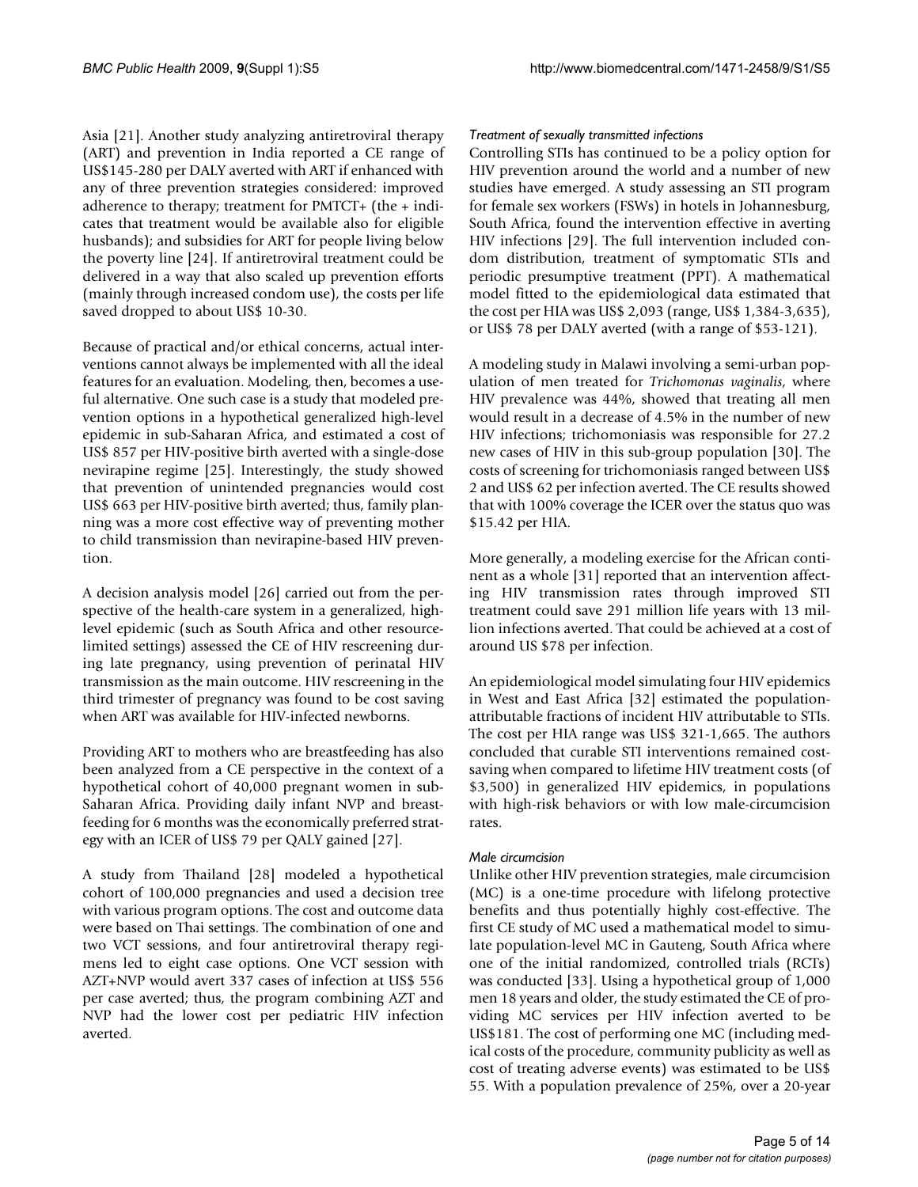Asia [21]. Another study analyzing antiretroviral therapy (ART) and prevention in India reported a CE range of US$145-280 per DALY averted with ART if enhanced with any of three prevention strategies considered: improved adherence to therapy; treatment for PMTCT+ (the + indicates that treatment would be available also for eligible husbands); and subsidies for ART for people living below the poverty line [24]. If antiretroviral treatment could be delivered in a way that also scaled up prevention efforts (mainly through increased condom use), the costs per life saved dropped to about US$ 10-30.

Because of practical and/or ethical concerns, actual interventions cannot always be implemented with all the ideal features for an evaluation. Modeling, then, becomes a useful alternative. One such case is a study that modeled prevention options in a hypothetical generalized high-level epidemic in sub-Saharan Africa, and estimated a cost of US$ 857 per HIV-positive birth averted with a single-dose nevirapine regime [25]. Interestingly, the study showed that prevention of unintended pregnancies would cost US$ 663 per HIV-positive birth averted; thus, family planning was a more cost effective way of preventing mother to child transmission than nevirapine-based HIV prevention.

A decision analysis model [26] carried out from the perspective of the health-care system in a generalized, high-level epidemic (such as South Africa and other resource-limited settings) assessed the CE of HIV rescreening during late pregnancy, using prevention of perinatal HIV transmission as the main outcome. HIV rescreening in the third trimester of pregnancy was found to be cost saving when ART was available for HIV-infected newborns.

Providing ART to mothers who are breastfeeding has also been analyzed from a CE perspective in the context of a hypothetical cohort of 40,000 pregnant women in sub-Saharan Africa. Providing daily infant NVP and breastfeeding for 6 months was the economically preferred strategy with an ICER of US$ 79 per QALY gained [27].

A study from Thailand [28] modeled a hypothetical cohort of 100,000 pregnancies and used a decision tree with various program options. The cost and outcome data were based on Thai settings. The combination of one and two VCT sessions, and four antiretroviral therapy regimens led to eight case options. One VCT session with AZT+NVP would avert 337 cases of infection at US$ 556 per case averted; thus, the program combining AZT and NVP had the lower cost per pediatric HIV infection averted.

#### *Treatment of sexually transmitted infections*

Controlling STIs has continued to be a policy option for HIV prevention around the world and a number of new studies have emerged. A study assessing an STI program for female sex workers (FSWs) in hotels in Johannesburg, South Africa, found the intervention effective in averting HIV infections [29]. The full intervention included condom distribution, treatment of symptomatic STIs and periodic presumptive treatment (PPT). A mathematical model fitted to the epidemiological data estimated that the cost per HIA was US$ 2,093 (range, US$ 1,384-3,635), or US$ 78 per DALY averted (with a range of $53-121).

A modeling study in Malawi involving a semi-urban population of men treated for *Trichomonas vaginalis*, where HIV prevalence was 44%, showed that treating all men would result in a decrease of 4.5% in the number of new HIV infections; trichomoniasis was responsible for 27.2 new cases of HIV in this sub-group population [30]. The costs of screening for trichomoniasis ranged between US$ 2 and US$ 62 per infection averted. The CE results showed that with 100% coverage the ICER over the status quo was $15.42 per HIA.

More generally, a modeling exercise for the African continent as a whole [31] reported that an intervention affecting HIV transmission rates through improved STI treatment could save 291 million life years with 13 million infections averted. That could be achieved at a cost of around US $78 per infection.

An epidemiological model simulating four HIV epidemics in West and East Africa [32] estimated the population-attributable fractions of incident HIV attributable to STIs. The cost per HIA range was US$ 321-1,665. The authors concluded that curable STI interventions remained cost-saving when compared to lifetime HIV treatment costs (of $3,500) in generalized HIV epidemics, in populations with high-risk behaviors or with low male-circumcision rates.

#### *Male circumcision*

Unlike other HIV prevention strategies, male circumcision (MC) is a one-time procedure with lifelong protective benefits and thus potentially highly cost-effective. The first CE study of MC used a mathematical model to simulate population-level MC in Gauteng, South Africa where one of the initial randomized, controlled trials (RCTs) was conducted [33]. Using a hypothetical group of 1,000 men 18 years and older, the study estimated the CE of providing MC services per HIV infection averted to be US$181. The cost of performing one MC (including medical costs of the procedure, community publicity as well as cost of treating adverse events) was estimated to be US$ 55. With a population prevalence of 25%, over a 20-year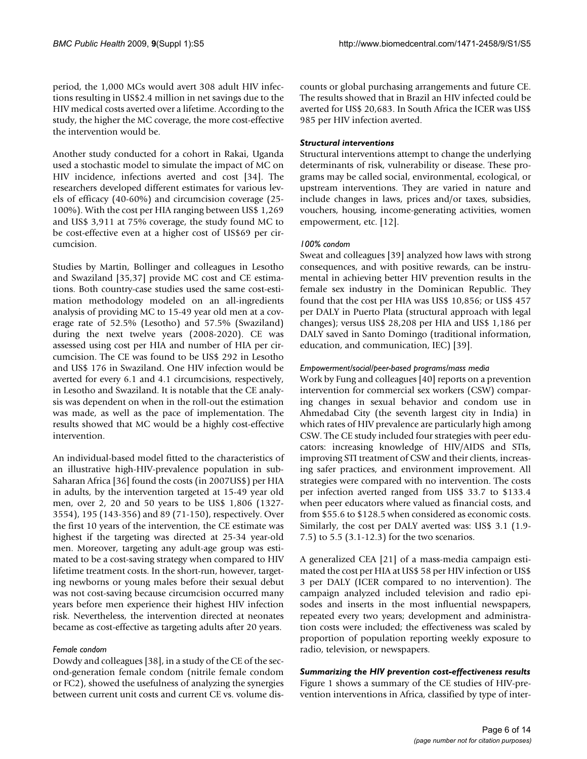period, the 1,000 MCs would avert 308 adult HIV infections resulting in US$2.4 million in net savings due to the HIV medical costs averted over a lifetime. According to the study, the higher the MC coverage, the more cost-effective the intervention would be.

Another study conducted for a cohort in Rakai, Uganda used a stochastic model to simulate the impact of MC on HIV incidence, infections averted and cost [34]. The researchers developed different estimates for various levels of efficacy (40-60%) and circumcision coverage (25-100%). With the cost per HIA ranging between US$ 1,269 and US$ 3,911 at 75% coverage, the study found MC to be cost-effective even at a higher cost of US$69 per circumcision.

Studies by Martin, Bollinger and colleagues in Lesotho and Swaziland [35,37] provide MC cost and CE estimations. Both country-case studies used the same cost-estimation methodology modeled on an all-ingredients analysis of providing MC to 15-49 year old men at a coverage rate of 52.5% (Lesotho) and 57.5% (Swaziland) during the next twelve years (2008-2020). CE was assessed using cost per HIA and number of HIA per circumcision. The CE was found to be US$ 292 in Lesotho and US$ 176 in Swaziland. One HIV infection would be averted for every 6.1 and 4.1 circumcisions, respectively, in Lesotho and Swaziland. It is notable that the CE analysis was dependent on when in the roll-out the estimation was made, as well as the pace of implementation. The results showed that MC would be a highly cost-effective intervention.

An individual-based model fitted to the characteristics of an illustrative high-HIV-prevalence population in sub-Saharan Africa [36] found the costs (in 2007US$) per HIA in adults, by the intervention targeted at 15-49 year old men, over 2, 20 and 50 years to be US$ 1,806 (1327-3554), 195 (143-356) and 89 (71-150), respectively. Over the first 10 years of the intervention, the CE estimate was highest if the targeting was directed at 25-34 year-old men. Moreover, targeting any adult-age group was estimated to be a cost-saving strategy when compared to HIV lifetime treatment costs. In the short-run, however, targeting newborns or young males before their sexual debut was not cost-saving because circumcision occurred many years before men experience their highest HIV infection risk. Nevertheless, the intervention directed at neonates became as cost-effective as targeting adults after 20 years.

#### *Female condom*

Dowdy and colleagues [38], in a study of the CE of the second-generation female condom (nitrile female condom or FC2), showed the usefulness of analyzing the synergies between current unit costs and current CE vs. volume discounts or global purchasing arrangements and future CE. The results showed that in Brazil an HIV infected could be averted for US$ 20,683. In South Africa the ICER was US$ 985 per HIV infection averted.

### ***Structural interventions***

Structural interventions attempt to change the underlying determinants of risk, vulnerability or disease. These programs may be called social, environmental, ecological, or upstream interventions. They are varied in nature and include changes in laws, prices and/or taxes, subsidies, vouchers, housing, income-generating activities, women empowerment, etc. [12].

#### *100% condom*

Sweat and colleagues [39] analyzed how laws with strong consequences, and with positive rewards, can be instrumental in achieving better HIV prevention results in the female sex industry in the Dominican Republic. They found that the cost per HIA was US$ 10,856; or US$ 457 per DALY in Puerto Plata (structural approach with legal changes); versus US$ 28,208 per HIA and US$ 1,186 per DALY saved in Santo Domingo (traditional information, education, and communication, IEC) [39].

#### *Empowerment/social/peer-based programs/mass media*

Work by Fung and colleagues [40] reports on a prevention intervention for commercial sex workers (CSW) comparing changes in sexual behavior and condom use in Ahmedabad City (the seventh largest city in India) in which rates of HIV prevalence are particularly high among CSW. The CE study included four strategies with peer educators: increasing knowledge of HIV/AIDS and STIs, improving STI treatment of CSW and their clients, increasing safer practices, and environment improvement. All strategies were compared with no intervention. The costs per infection averted ranged from US$ 33.7 to $133.4 when peer educators where valued as financial costs, and from $55.6 to $128.5 when considered as economic costs. Similarly, the cost per DALY averted was: US$ 3.1 (1.9-7.5) to 5.5 (3.1-12.3) for the two scenarios.

A generalized CEA [21] of a mass-media campaign estimated the cost per HIA at US$ 58 per HIV infection or US$ 3 per DALY (ICER compared to no intervention). The campaign analyzed included television and radio episodes and inserts in the most influential newspapers, repeated every two years; development and administration costs were included; the effectiveness was scaled by proportion of population reporting weekly exposure to radio, television, or newspapers.

### ***Summarizing the HIV prevention cost-effectiveness results***

Figure 1 shows a summary of the CE studies of HIV-prevention interventions in Africa, classified by type of inter-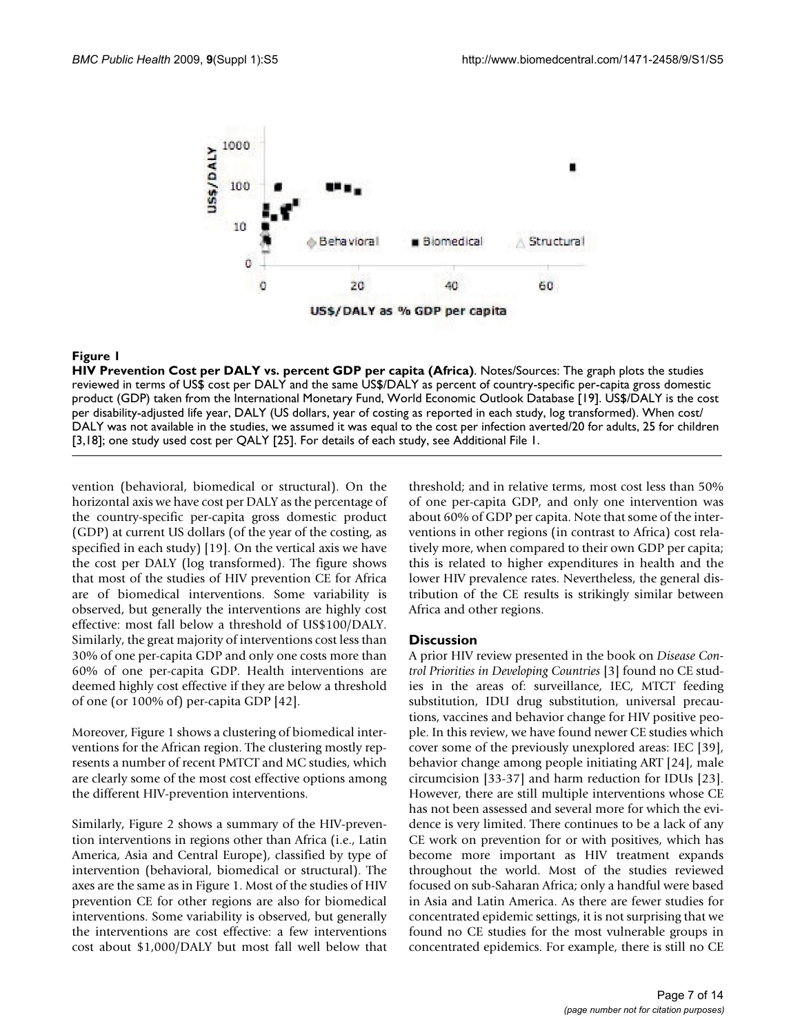**Figure 1**

**HIV Prevention Cost per DALY vs. percent GDP per capita (Africa)**. Notes/Sources: The graph plots the studies reviewed in terms of US$ cost per DALY and the same US$/DALY as percent of country-specific per-capita gross domestic product (GDP) taken from the International Monetary Fund, World Economic Outlook Database [19]. US$/DALY is the cost per disability-adjusted life year, DALY (US dollars, year of costing as reported in each study, log transformed). When cost/DALY was not available in the studies, we assumed it was equal to the cost per infection averted/20 for adults, 25 for children [3,18]; one study used cost per QALY [25]. For details of each study, see Additional File 1.

vention (behavioral, biomedical or structural). On the horizontal axis we have cost per DALY as the percentage of the country-specific per-capita gross domestic product (GDP) at current US dollars (of the year of the costing, as specified in each study) [19]. On the vertical axis we have the cost per DALY (log transformed). The figure shows that most of the studies of HIV prevention CE for Africa are of biomedical interventions. Some variability is observed, but generally the interventions are highly cost effective: most fall below a threshold of US$100/DALY. Similarly, the great majority of interventions cost less than 30% of one per-capita GDP and only one costs more than 60% of one per-capita GDP. Health interventions are deemed highly cost effective if they are below a threshold of one (or 100% of) per-capita GDP [42].

Moreover, Figure 1 shows a clustering of biomedical interventions for the African region. The clustering mostly represents a number of recent PMTCT and MC studies, which are clearly some of the most cost effective options among the different HIV-prevention interventions.

Similarly, Figure 2 shows a summary of the HIV-prevention interventions in regions other than Africa (i.e., Latin America, Asia and Central Europe), classified by type of intervention (behavioral, biomedical or structural). The axes are the same as in Figure 1. Most of the studies of HIV prevention CE for other regions are also for biomedical interventions. Some variability is observed, but generally the interventions are cost effective: a few interventions cost about $1,000/DALY but most fall well below that threshold; and in relative terms, most cost less than 50% of one per-capita GDP, and only one intervention was about 60% of GDP per capita. Note that some of the interventions in other regions (in contrast to Africa) cost relatively more, when compared to their own GDP per capita; this is related to higher expenditures in health and the lower HIV prevalence rates. Nevertheless, the general distribution of the CE results is strikingly similar between Africa and other regions.

## Discussion

A prior HIV review presented in the book on *Disease Control Priorities in Developing Countries* [3] found no CE studies in the areas of: surveillance, IEC, MTCT feeding substitution, IDU drug substitution, universal precautions, vaccines and behavior change for HIV positive people. In this review, we have found newer CE studies which cover some of the previously unexplored areas: IEC [39], behavior change among people initiating ART [24], male circumcision [33-37] and harm reduction for IDUs [23]. However, there are still multiple interventions whose CE has not been assessed and several more for which the evidence is very limited. There continues to be a lack of any CE work on prevention for or with positives, which has become more important as HIV treatment expands throughout the world. Most of the studies reviewed focused on sub-Saharan Africa; only a handful were based in Asia and Latin America. As there are fewer studies for concentrated epidemic settings, it is not surprising that we found no CE studies for the most vulnerable groups in concentrated epidemics. For example, there is still no CE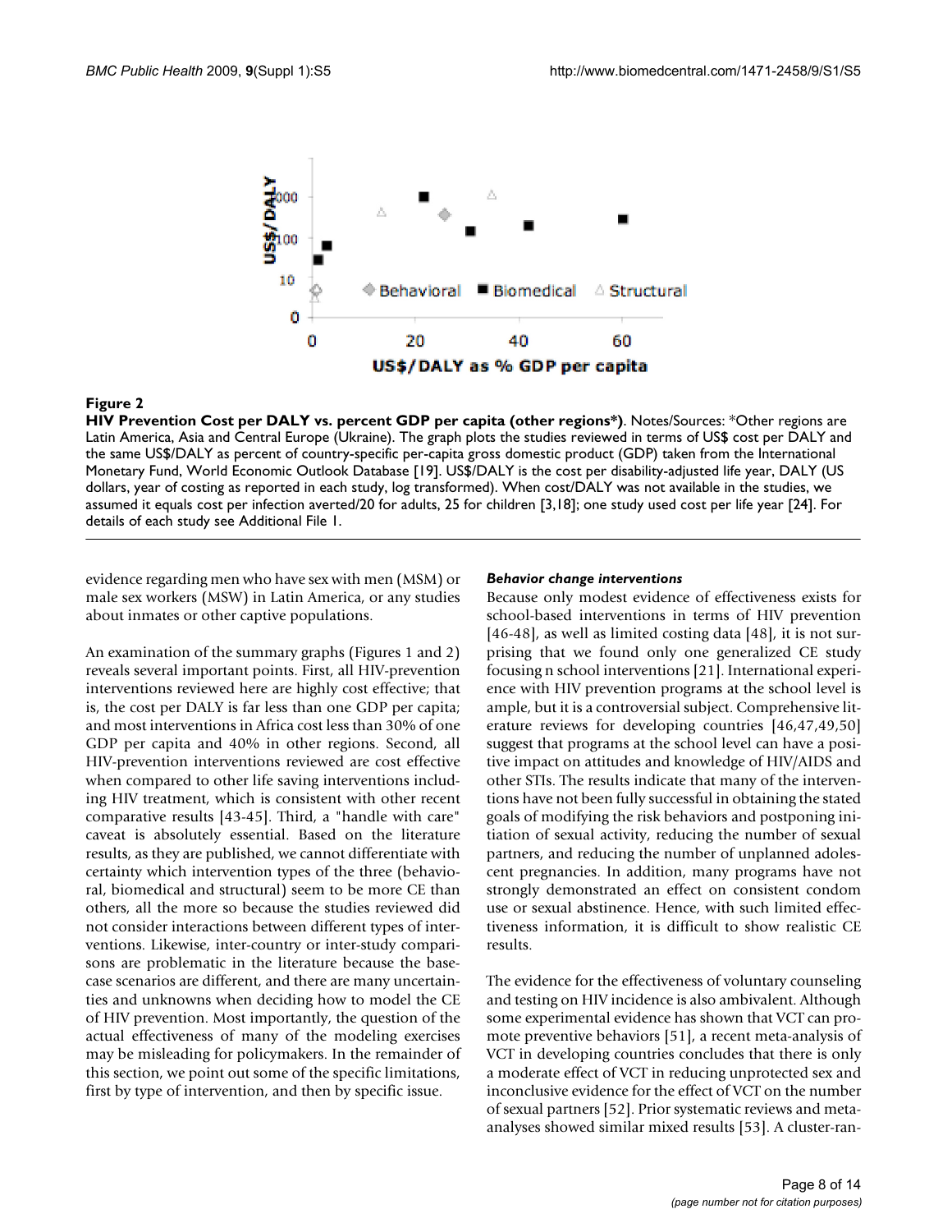**Figure 2**

**HIV Prevention Cost per DALY vs. percent GDP per capita (other regions\*)**. Notes/Sources: \*Other regions are Latin America, Asia and Central Europe (Ukraine). The graph plots the studies reviewed in terms of US$ cost per DALY and the same US$/DALY as percent of country-specific per-capita gross domestic product (GDP) taken from the International Monetary Fund, World Economic Outlook Database [19]. US$/DALY is the cost per disability-adjusted life year, DALY (US dollars, year of costing as reported in each study, log transformed). When cost/DALY was not available in the studies, we assumed it equals cost per infection averted/20 for adults, 25 for children [3,18]; one study used cost per life year [24]. For details of each study see Additional File 1.

evidence regarding men who have sex with men (MSM) or male sex workers (MSW) in Latin America, or any studies about inmates or other captive populations.

An examination of the summary graphs (Figures 1 and 2) reveals several important points. First, all HIV-prevention interventions reviewed here are highly cost effective; that is, the cost per DALY is far less than one GDP per capita; and most interventions in Africa cost less than 30% of one GDP per capita and 40% in other regions. Second, all HIV-prevention interventions reviewed are cost effective when compared to other life saving interventions including HIV treatment, which is consistent with other recent comparative results [43-45]. Third, a "handle with care" caveat is absolutely essential. Based on the literature results, as they are published, we cannot differentiate with certainty which intervention types of the three (behavioral, biomedical and structural) seem to be more CE than others, all the more so because the studies reviewed did not consider interactions between different types of interventions. Likewise, inter-country or inter-study comparisons are problematic in the literature because the base-case scenarios are different, and there are many uncertainties and unknowns when deciding how to model the CE of HIV prevention. Most importantly, the question of the actual effectiveness of many of the modeling exercises may be misleading for policymakers. In the remainder of this section, we point out some of the specific limitations, first by type of intervention, and then by specific issue.

#### *Behavior change interventions*

Because only modest evidence of effectiveness exists for school-based interventions in terms of HIV prevention [46-48], as well as limited costing data [48], it is not surprising that we found only one generalized CE study focusing n school interventions [21]. International experience with HIV prevention programs at the school level is ample, but it is a controversial subject. Comprehensive literature reviews for developing countries [46,47,49,50] suggest that programs at the school level can have a positive impact on attitudes and knowledge of HIV/AIDS and other STIs. The results indicate that many of the interventions have not been fully successful in obtaining the stated goals of modifying the risk behaviors and postponing initiation of sexual activity, reducing the number of sexual partners, and reducing the number of unplanned adolescent pregnancies. In addition, many programs have not strongly demonstrated an effect on consistent condom use or sexual abstinence. Hence, with such limited effectiveness information, it is difficult to show realistic CE results.

The evidence for the effectiveness of voluntary counseling and testing on HIV incidence is also ambivalent. Although some experimental evidence has shown that VCT can promote preventive behaviors [51], a recent meta-analysis of VCT in developing countries concludes that there is only a moderate effect of VCT in reducing unprotected sex and inconclusive evidence for the effect of VCT on the number of sexual partners [52]. Prior systematic reviews and meta-analyses showed similar mixed results [53]. A cluster-ran-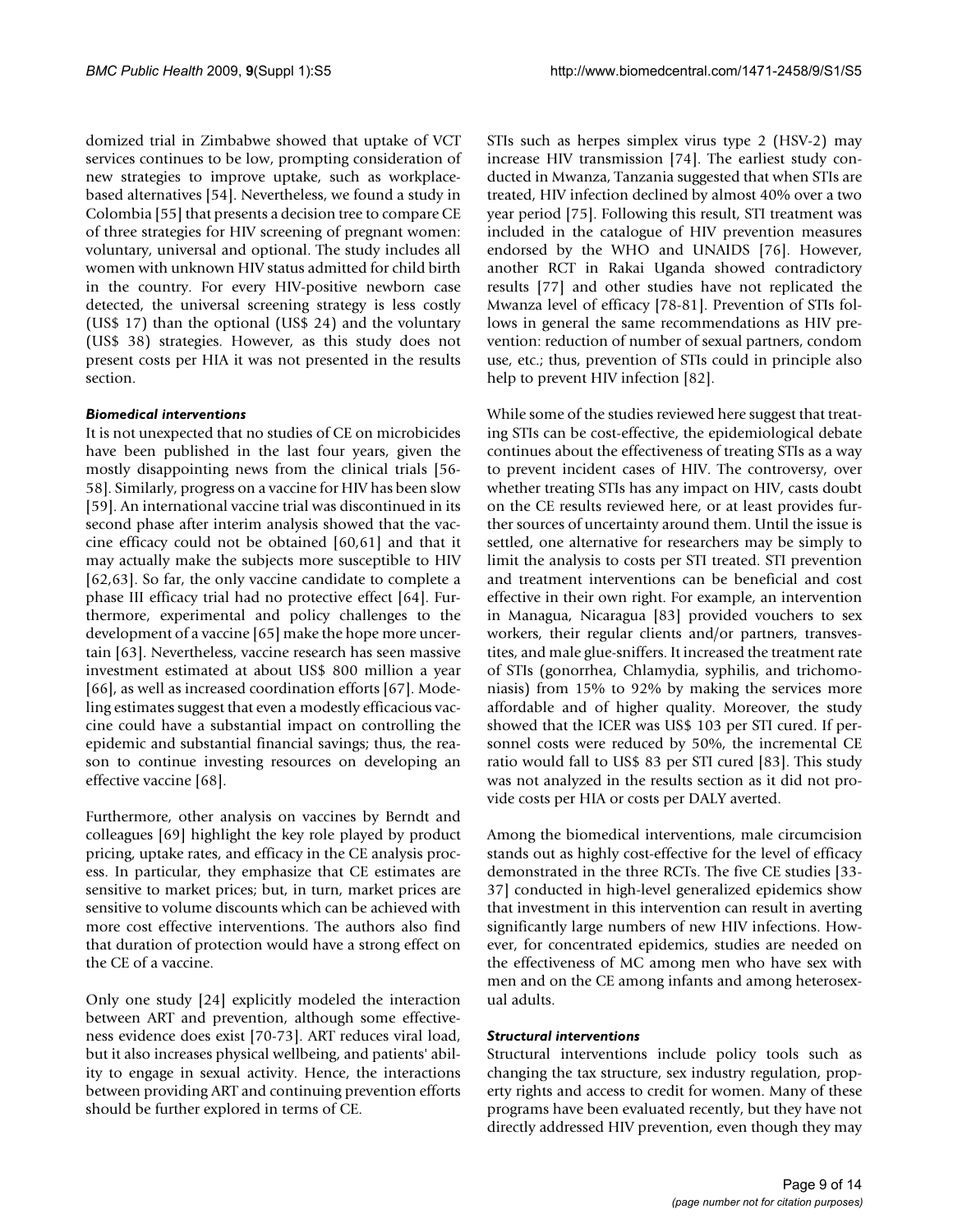domized trial in Zimbabwe showed that uptake of VCT services continues to be low, prompting consideration of new strategies to improve uptake, such as workplace-based alternatives [54]. Nevertheless, we found a study in Colombia [55] that presents a decision tree to compare CE of three strategies for HIV screening of pregnant women: voluntary, universal and optional. The study includes all women with unknown HIV status admitted for child birth in the country. For every HIV-positive newborn case detected, the universal screening strategy is less costly (US$ 17) than the optional (US$ 24) and the voluntary (US$ 38) strategies. However, as this study does not present costs per HIA it was not presented in the results section.

### *Biomedical interventions*

It is not unexpected that no studies of CE on microbicides have been published in the last four years, given the mostly disappointing news from the clinical trials [56-58]. Similarly, progress on a vaccine for HIV has been slow [59]. An international vaccine trial was discontinued in its second phase after interim analysis showed that the vaccine efficacy could not be obtained [60,61] and that it may actually make the subjects more susceptible to HIV [62,63]. So far, the only vaccine candidate to complete a phase III efficacy trial had no protective effect [64]. Furthermore, experimental and policy challenges to the development of a vaccine [65] make the hope more uncertain [63]. Nevertheless, vaccine research has seen massive investment estimated at about US$ 800 million a year [66], as well as increased coordination efforts [67]. Modeling estimates suggest that even a modestly efficacious vaccine could have a substantial impact on controlling the epidemic and substantial financial savings; thus, the reason to continue investing resources on developing an effective vaccine [68].

Furthermore, other analysis on vaccines by Berndt and colleagues [69] highlight the key role played by product pricing, uptake rates, and efficacy in the CE analysis process. In particular, they emphasize that CE estimates are sensitive to market prices; but, in turn, market prices are sensitive to volume discounts which can be achieved with more cost effective interventions. The authors also find that duration of protection would have a strong effect on the CE of a vaccine.

Only one study [24] explicitly modeled the interaction between ART and prevention, although some effectiveness evidence does exist [70-73]. ART reduces viral load, but it also increases physical wellbeing, and patients' ability to engage in sexual activity. Hence, the interactions between providing ART and continuing prevention efforts should be further explored in terms of CE.

STIs such as herpes simplex virus type 2 (HSV-2) may increase HIV transmission [74]. The earliest study conducted in Mwanza, Tanzania suggested that when STIs are treated, HIV infection declined by almost 40% over a two year period [75]. Following this result, STI treatment was included in the catalogue of HIV prevention measures endorsed by the WHO and UNAIDS [76]. However, another RCT in Rakai Uganda showed contradictory results [77] and other studies have not replicated the Mwanza level of efficacy [78-81]. Prevention of STIs follows in general the same recommendations as HIV prevention: reduction of number of sexual partners, condom use, etc.; thus, prevention of STIs could in principle also help to prevent HIV infection [82].

While some of the studies reviewed here suggest that treating STIs can be cost-effective, the epidemiological debate continues about the effectiveness of treating STIs as a way to prevent incident cases of HIV. The controversy, over whether treating STIs has any impact on HIV, casts doubt on the CE results reviewed here, or at least provides further sources of uncertainty around them. Until the issue is settled, one alternative for researchers may be simply to limit the analysis to costs per STI treated. STI prevention and treatment interventions can be beneficial and cost effective in their own right. For example, an intervention in Managua, Nicaragua [83] provided vouchers to sex workers, their regular clients and/or partners, transvestites, and male glue-sniffers. It increased the treatment rate of STIs (gonorrhea, Chlamydia, syphilis, and trichomoniasis) from 15% to 92% by making the services more affordable and of higher quality. Moreover, the study showed that the ICER was US$ 103 per STI cured. If personnel costs were reduced by 50%, the incremental CE ratio would fall to US$ 83 per STI cured [83]. This study was not analyzed in the results section as it did not provide costs per HIA or costs per DALY averted.

Among the biomedical interventions, male circumcision stands out as highly cost-effective for the level of efficacy demonstrated in the three RCTs. The five CE studies [33-37] conducted in high-level generalized epidemics show that investment in this intervention can result in averting significantly large numbers of new HIV infections. However, for concentrated epidemics, studies are needed on the effectiveness of MC among men who have sex with men and on the CE among infants and among heterosexual adults.

### *Structural interventions*

Structural interventions include policy tools such as changing the tax structure, sex industry regulation, property rights and access to credit for women. Many of these programs have been evaluated recently, but they have not directly addressed HIV prevention, even though they may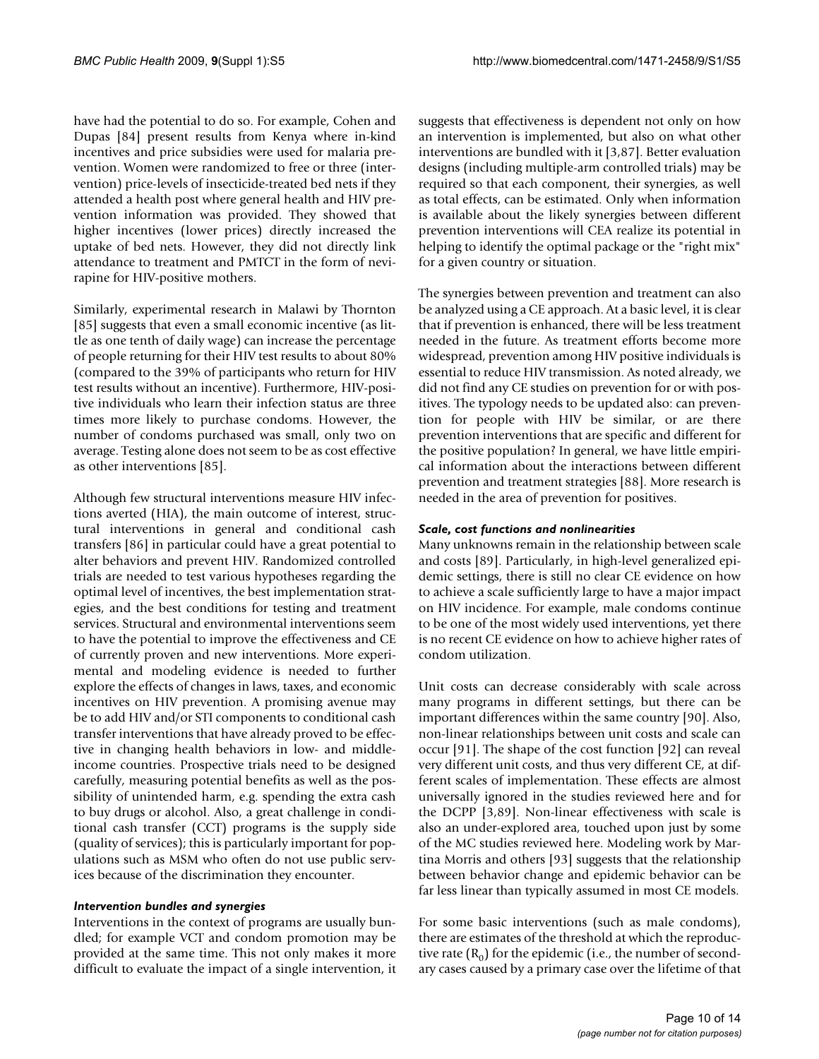have had the potential to do so. For example, Cohen and Dupas [84] present results from Kenya where in-kind incentives and price subsidies were used for malaria prevention. Women were randomized to free or three (intervention) price-levels of insecticide-treated bed nets if they attended a health post where general health and HIV prevention information was provided. They showed that higher incentives (lower prices) directly increased the uptake of bed nets. However, they did not directly link attendance to treatment and PMTCT in the form of nevirapine for HIV-positive mothers.

Similarly, experimental research in Malawi by Thornton [85] suggests that even a small economic incentive (as little as one tenth of daily wage) can increase the percentage of people returning for their HIV test results to about 80% (compared to the 39% of participants who return for HIV test results without an incentive). Furthermore, HIV-positive individuals who learn their infection status are three times more likely to purchase condoms. However, the number of condoms purchased was small, only two on average. Testing alone does not seem to be as cost effective as other interventions [85].

Although few structural interventions measure HIV infections averted (HIA), the main outcome of interest, structural interventions in general and conditional cash transfers [86] in particular could have a great potential to alter behaviors and prevent HIV. Randomized controlled trials are needed to test various hypotheses regarding the optimal level of incentives, the best implementation strategies, and the best conditions for testing and treatment services. Structural and environmental interventions seem to have the potential to improve the effectiveness and CE of currently proven and new interventions. More experimental and modeling evidence is needed to further explore the effects of changes in laws, taxes, and economic incentives on HIV prevention. A promising avenue may be to add HIV and/or STI components to conditional cash transfer interventions that have already proved to be effective in changing health behaviors in low- and middle-income countries. Prospective trials need to be designed carefully, measuring potential benefits as well as the possibility of unintended harm, e.g. spending the extra cash to buy drugs or alcohol. Also, a great challenge in conditional cash transfer (CCT) programs is the supply side (quality of services); this is particularly important for populations such as MSM who often do not use public services because of the discrimination they encounter.

### *Intervention bundles and synergies*

Interventions in the context of programs are usually bundled; for example VCT and condom promotion may be provided at the same time. This not only makes it more difficult to evaluate the impact of a single intervention, it suggests that effectiveness is dependent not only on how an intervention is implemented, but also on what other interventions are bundled with it [3,87]. Better evaluation designs (including multiple-arm controlled trials) may be required so that each component, their synergies, as well as total effects, can be estimated. Only when information is available about the likely synergies between different prevention interventions will CEA realize its potential in helping to identify the optimal package or the "right mix" for a given country or situation.

The synergies between prevention and treatment can also be analyzed using a CE approach. At a basic level, it is clear that if prevention is enhanced, there will be less treatment needed in the future. As treatment efforts become more widespread, prevention among HIV positive individuals is essential to reduce HIV transmission. As noted already, we did not find any CE studies on prevention for or with positives. The typology needs to be updated also: can prevention for people with HIV be similar, or are there prevention interventions that are specific and different for the positive population? In general, we have little empirical information about the interactions between different prevention and treatment strategies [88]. More research is needed in the area of prevention for positives.

### *Scale, cost functions and nonlinearities*

Many unknowns remain in the relationship between scale and costs [89]. Particularly, in high-level generalized epidemic settings, there is still no clear CE evidence on how to achieve a scale sufficiently large to have a major impact on HIV incidence. For example, male condoms continue to be one of the most widely used interventions, yet there is no recent CE evidence on how to achieve higher rates of condom utilization.

Unit costs can decrease considerably with scale across many programs in different settings, but there can be important differences within the same country [90]. Also, non-linear relationships between unit costs and scale can occur [91]. The shape of the cost function [92] can reveal very different unit costs, and thus very different CE, at different scales of implementation. These effects are almost universally ignored in the studies reviewed here and for the DCPP [3,89]. Non-linear effectiveness with scale is also an under-explored area, touched upon just by some of the MC studies reviewed here. Modeling work by Martina Morris and others [93] suggests that the relationship between behavior change and epidemic behavior can be far less linear than typically assumed in most CE models.

For some basic interventions (such as male condoms), there are estimates of the threshold at which the reproductive rate ($R_0$) for the epidemic (i.e., the number of secondary cases caused by a primary case over the lifetime of that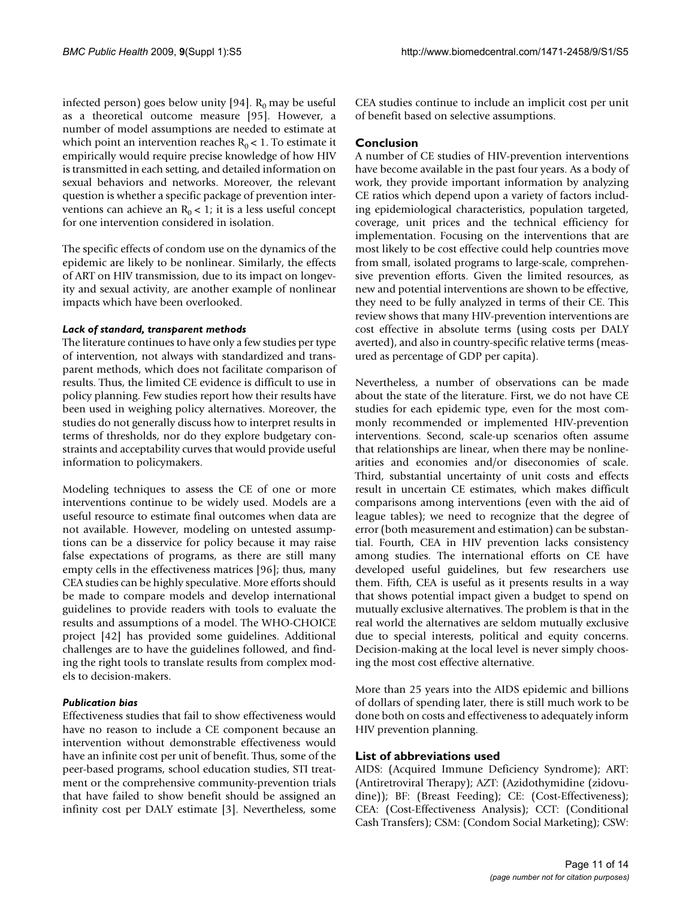infected person) goes below unity [94]. $R_0$ may be useful as a theoretical outcome measure [95]. However, a number of model assumptions are needed to estimate at which point an intervention reaches $R_0 < 1$. To estimate it empirically would require precise knowledge of how HIV is transmitted in each setting, and detailed information on sexual behaviors and networks. Moreover, the relevant question is whether a specific package of prevention interventions can achieve an $R_0 < 1$; it is a less useful concept for one intervention considered in isolation.

The specific effects of condom use on the dynamics of the epidemic are likely to be nonlinear. Similarly, the effects of ART on HIV transmission, due to its impact on longevity and sexual activity, are another example of nonlinear impacts which have been overlooked.

#### *Lack of standard, transparent methods*

The literature continues to have only a few studies per type of intervention, not always with standardized and transparent methods, which does not facilitate comparison of results. Thus, the limited CE evidence is difficult to use in policy planning. Few studies report how their results have been used in weighing policy alternatives. Moreover, the studies do not generally discuss how to interpret results in terms of thresholds, nor do they explore budgetary constraints and acceptability curves that would provide useful information to policymakers.

Modeling techniques to assess the CE of one or more interventions continue to be widely used. Models are a useful resource to estimate final outcomes when data are not available. However, modeling on untested assumptions can be a disservice for policy because it may raise false expectations of programs, as there are still many empty cells in the effectiveness matrices [96]; thus, many CEA studies can be highly speculative. More efforts should be made to compare models and develop international guidelines to provide readers with tools to evaluate the results and assumptions of a model. The WHO-CHOICE project [42] has provided some guidelines. Additional challenges are to have the guidelines followed, and finding the right tools to translate results from complex models to decision-makers.

#### *Publication bias*

Effectiveness studies that fail to show effectiveness would have no reason to include a CE component because an intervention without demonstrable effectiveness would have an infinite cost per unit of benefit. Thus, some of the peer-based programs, school education studies, STI treatment or the comprehensive community-prevention trials that have failed to show benefit should be assigned an infinity cost per DALY estimate [3]. Nevertheless, some CEA studies continue to include an implicit cost per unit of benefit based on selective assumptions.

## Conclusion

A number of CE studies of HIV-prevention interventions have become available in the past four years. As a body of work, they provide important information by analyzing CE ratios which depend upon a variety of factors including epidemiological characteristics, population targeted, coverage, unit prices and the technical efficiency for implementation. Focusing on the interventions that are most likely to be cost effective could help countries move from small, isolated programs to large-scale, comprehensive prevention efforts. Given the limited resources, as new and potential interventions are shown to be effective, they need to be fully analyzed in terms of their CE. This review shows that many HIV-prevention interventions are cost effective in absolute terms (using costs per DALY averted), and also in country-specific relative terms (measured as percentage of GDP per capita).

Nevertheless, a number of observations can be made about the state of the literature. First, we do not have CE studies for each epidemic type, even for the most commonly recommended or implemented HIV-prevention interventions. Second, scale-up scenarios often assume that relationships are linear, when there may be nonlinearities and economies and/or diseconomies of scale. Third, substantial uncertainty of unit costs and effects result in uncertain CE estimates, which makes difficult comparisons among interventions (even with the aid of league tables); we need to recognize that the degree of error (both measurement and estimation) can be substantial. Fourth, CEA in HIV prevention lacks consistency among studies. The international efforts on CE have developed useful guidelines, but few researchers use them. Fifth, CEA is useful as it presents results in a way that shows potential impact given a budget to spend on mutually exclusive alternatives. The problem is that in the real world the alternatives are seldom mutually exclusive due to special interests, political and equity concerns. Decision-making at the local level is never simply choosing the most cost effective alternative.

More than 25 years into the AIDS epidemic and billions of dollars of spending later, there is still much work to be done both on costs and effectiveness to adequately inform HIV prevention planning.

## List of abbreviations used

AIDS: (Acquired Immune Deficiency Syndrome); ART: (Antiretroviral Therapy); AZT: (Azidothymidine (zidovudine)); BF: (Breast Feeding); CE: (Cost-Effectiveness); CEA: (Cost-Effectiveness Analysis); CCT: (Conditional Cash Transfers); CSM: (Condom Social Marketing); CSW: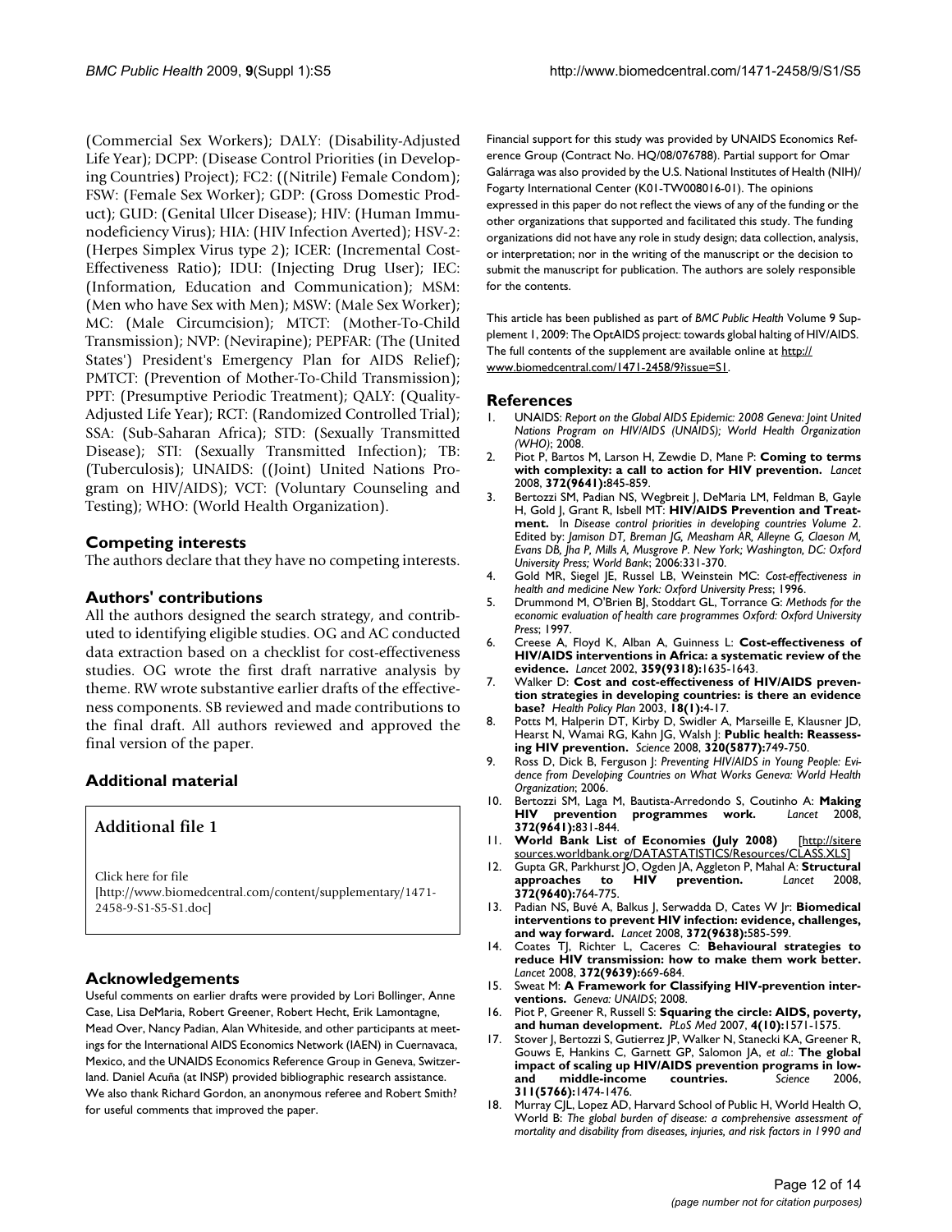(Commercial Sex Workers); DALY: (Disability-Adjusted Life Year); DCPP: (Disease Control Priorities (in Developing Countries) Project); FC2: ((Nitrile) Female Condom); FSW: (Female Sex Worker); GDP: (Gross Domestic Product); GUD: (Genital Ulcer Disease); HIV: (Human Immunodeficiency Virus); HIA: (HIV Infection Averted); HSV-2: (Herpes Simplex Virus type 2); ICER: (Incremental Cost-Effectiveness Ratio); IDU: (Injecting Drug User); IEC: (Information, Education and Communication); MSM: (Men who have Sex with Men); MSW: (Male Sex Worker); MC: (Male Circumcision); MTCT: (Mother-To-Child Transmission); NVP: (Nevirapine); PEPFAR: (The (United States') President's Emergency Plan for AIDS Relief); PMTCT: (Prevention of Mother-To-Child Transmission); PPT: (Presumptive Periodic Treatment); QALY: (Quality-Adjusted Life Year); RCT: (Randomized Controlled Trial); SSA: (Sub-Saharan Africa); STD: (Sexually Transmitted Disease); STI: (Sexually Transmitted Infection); TB: (Tuberculosis); UNAIDS: ((Joint) United Nations Program on HIV/AIDS); VCT: (Voluntary Counseling and Testing); WHO: (World Health Organization).

## Competing interests

The authors declare that they have no competing interests.

## Authors' contributions

All the authors designed the search strategy, and contributed to identifying eligible studies. OG and AC conducted data extraction based on a checklist for cost-effectiveness studies. OG wrote the first draft narrative analysis by theme. RW wrote substantive earlier drafts of the effectiveness components. SB reviewed and made contributions to the final draft. All authors reviewed and approved the final version of the paper.

## Additional material

**Additional file 1**

Click here for file
[http://www.biomedcentral.com/content/supplementary/1471-2458-9-S1-S5-S1.doc]

## Acknowledgements

Useful comments on earlier drafts were provided by Lori Bollinger, Anne Case, Lisa DeMaria, Robert Greener, Robert Hecht, Erik Lamontagne, Mead Over, Nancy Padian, Alan Whiteside, and other participants at meetings for the International AIDS Economics Network (IAEN) in Cuernavaca, Mexico, and the UNAIDS Economics Reference Group in Geneva, Switzerland. Daniel Acuña (at INSP) provided bibliographic research assistance. We also thank Richard Gordon, an anonymous referee and Robert Smith? for useful comments that improved the paper.

Financial support for this study was provided by UNAIDS Economics Reference Group (Contract No. HQ/08/076788). Partial support for Omar Galárraga was also provided by the U.S. National Institutes of Health (NIH)/ Fogarty International Center (K01-TW008016-01). The opinions expressed in this paper do not reflect the views of any of the funding or the other organizations that supported and facilitated this study. The funding organizations did not have any role in study design; data collection, analysis, or interpretation; nor in the writing of the manuscript or the decision to submit the manuscript for publication. The authors are solely responsible for the contents.

This article has been published as part of *BMC Public Health* Volume 9 Supplement 1, 2009: The OptAIDS project: towards global halting of HIV/AIDS. The full contents of the supplement are available online at http://www.biomedcentral.com/1471-2458/9?issue=S1.

## References

1. UNAIDS: *Report on the Global AIDS Epidemic: 2008 Geneva: Joint United Nations Program on HIV/AIDS (UNAIDS); World Health Organization (WHO)*; 2008.
2. Piot P, Bartos M, Larson H, Zewdie D, Mane P: **Coming to terms with complexity: a call to action for HIV prevention.** *Lancet* 2008, **372(9641):**845-859.
3. Bertozzi SM, Padian NS, Wegbreit J, DeMaria LM, Feldman B, Gayle H, Gold J, Grant R, Isbell MT: **HIV/AIDS Prevention and Treatment.** In *Disease control priorities in developing countries Volume 2*. Edited by: *Jamison DT, Breman JG, Measham AR, Alleyne G, Claeson M, Evans DB, Jha P, Mills A, Musgrove P. New York; Washington, DC: Oxford University Press; World Bank*; 2006:331-370.
4. Gold MR, Siegel JE, Russel LB, Weinstein MC: *Cost-effectiveness in health and medicine New York: Oxford University Press*; 1996.
5. Drummond M, O'Brien BJ, Stoddart GL, Torrance G: *Methods for the economic evaluation of health care programmes Oxford: Oxford University Press*; 1997.
6. Creese A, Floyd K, Alban A, Guinness L: **Cost-effectiveness of HIV/AIDS interventions in Africa: a systematic review of the evidence.** *Lancet* 2002, **359(9318):**1635-1643.
7. Walker D: **Cost and cost-effectiveness of HIV/AIDS prevention strategies in developing countries: is there an evidence base?** *Health Policy Plan* 2003, **18(1):**4-17.
8. Potts M, Halperin DT, Kirby D, Swidler A, Marseille E, Klausner JD, Hearst N, Wamai RG, Kahn JG, Walsh J: **Public health: Reassessing HIV prevention.** *Science* 2008, **320(5877):**749-750.
9. Ross D, Dick B, Ferguson J: *Preventing HIV/AIDS in Young People: Evidence from Developing Countries on What Works Geneva: World Health Organization*; 2006.
10. Bertozzi SM, Laga M, Bautista-Arredondo S, Coutinho A: **Making HIV prevention programmes work.** *Lancet* 2008, **372(9641):**831-844.
11. **World Bank List of Economies (July 2008)** [http://siteresources.worldbank.org/DATASTATISTICS/Resources/CLASS.XLS]
12. Gupta GR, Parkhurst JO, Ogden JA, Aggleton P, Mahal A: **Structural approaches to HIV prevention.** *Lancet* 2008, **372(9640):**764-775.
13. Padian NS, Buvé A, Balkus J, Serwadda D, Cates W Jr: **Biomedical interventions to prevent HIV infection: evidence, challenges, and way forward.** *Lancet* 2008, **372(9638):**585-599.
14. Coates TJ, Richter L, Caceres C: **Behavioural strategies to reduce HIV transmission: how to make them work better.** *Lancet* 2008, **372(9639):**669-684.
15. Sweat M: **A Framework for Classifying HIV-prevention interventions.** *Geneva: UNAIDS*; 2008.
16. Piot P, Greener R, Russell S: **Squaring the circle: AIDS, poverty, and human development.** *PLoS Med* 2007, **4(10):**1571-1575.
17. Stover J, Bertozzi S, Gutierrez JP, Walker N, Stanecki KA, Greener R, Gouws E, Hankins C, Garnett GP, Salomon JA, *et al.*: **The global impact of scaling up HIV/AIDS prevention programs in low- and middle-income countries.** *Science* 2006, **311(5766):**1474-1476.
18. Murray CJL, Lopez AD, Harvard School of Public H, World Health O, World B: *The global burden of disease: a comprehensive assessment of mortality and disability from diseases, injuries, and risk factors in 1990 and*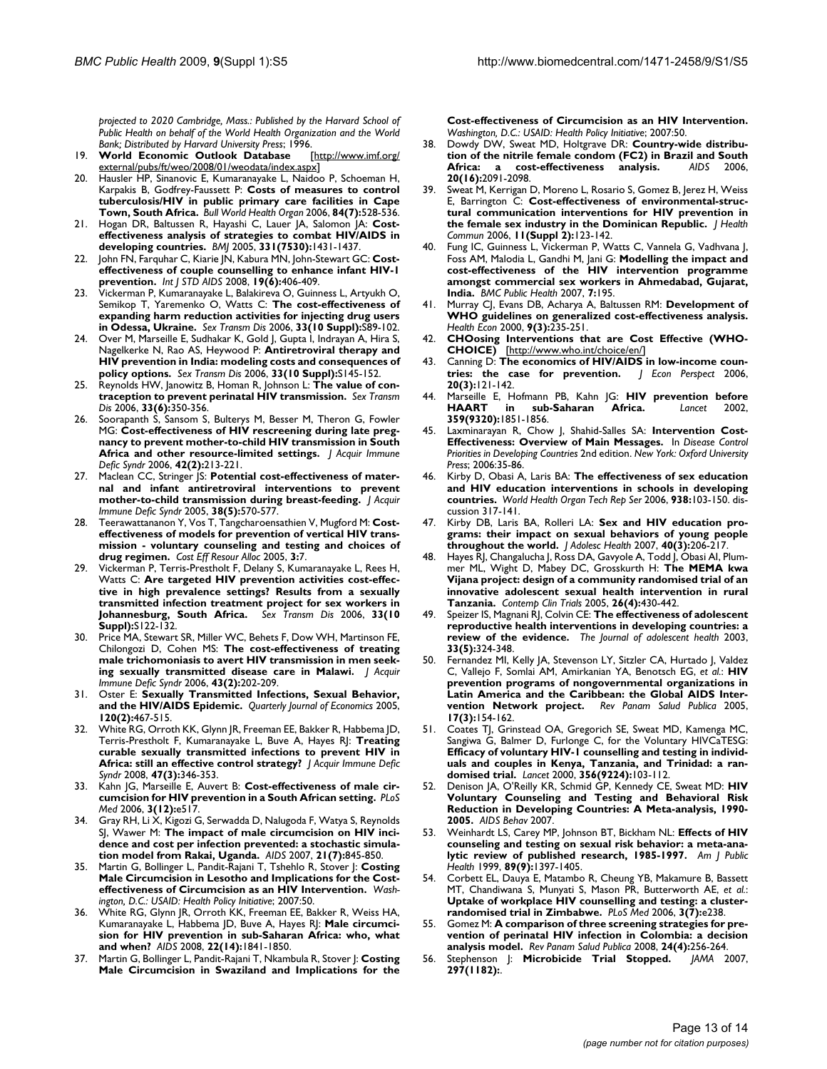*projected to 2020 Cambridge, Mass.: Published by the Harvard School of Public Health on behalf of the World Health Organization and the World Bank; Distributed by Harvard University Press*; 1996.

19. **World Economic Outlook Database** [http://www.imf.org/external/pubs/ft/weo/2008/01/weodata/index.aspx]
20. Hausler HP, Sinanovic E, Kumaranayake L, Naidoo P, Schoeman H, Karpakis B, Godfrey-Faussett P: **Costs of measures to control tuberculosis/HIV in public primary care facilities in Cape Town, South Africa.** *Bull World Health Organ* 2006, **84(7):**528-536.
21. Hogan DR, Baltussen R, Hayashi C, Lauer JA, Salomon JA: **Cost-effectiveness analysis of strategies to combat HIV/AIDS in developing countries.** *BMJ* 2005, **331(7530):**1431-1437.
22. John FN, Farquhar C, Kiarie JN, Kabura MN, John-Stewart GC: **Cost-effectiveness of couple counselling to enhance infant HIV-1 prevention.** *Int J STD AIDS* 2008, **19(6):**406-409.
23. Vickerman P, Kumaranayake L, Balakireva O, Guinness L, Artyukh O, Semikop T, Yaremenko O, Watts C: **The cost-effectiveness of expanding harm reduction activities for injecting drug users in Odessa, Ukraine.** *Sex Transm Dis* 2006, **33(10 Suppl):**S89-102.
24. Over M, Marseille E, Sudhakar K, Gold J, Gupta I, Indrayan A, Hira S, Nagelkerke N, Rao AS, Heywood P: **Antiretroviral therapy and HIV prevention in India: modeling costs and consequences of policy options.** *Sex Transm Dis* 2006, **33(10 Suppl):**S145-152.
25. Reynolds HW, Janowitz B, Homan R, Johnson L: **The value of contraception to prevent perinatal HIV transmission.** *Sex Transm Dis* 2006, **33(6):**350-356.
26. Soorapanth S, Sansom S, Bulterys M, Besser M, Theron G, Fowler MG: **Cost-effectiveness of HIV rescreening during late pregnancy to prevent mother-to-child HIV transmission in South Africa and other resource-limited settings.** *J Acquir Immune Defic Syndr* 2006, **42(2):**213-221.
27. Maclean CC, Stringer JS: **Potential cost-effectiveness of maternal and infant antiretroviral interventions to prevent mother-to-child transmission during breast-feeding.** *J Acquir Immune Defic Syndr* 2005, **38(5):**570-577.
28. Teerawattananon Y, Vos T, Tangcharoensathien V, Mugford M: **Cost-effectiveness of models for prevention of vertical HIV transmission - voluntary counseling and testing and choices of drug regimen.** *Cost Eff Resour Alloc* 2005, **3:**7.
29. Vickerman P, Terris-Prestholt F, Delany S, Kumaranayake L, Rees H, Watts C: **Are targeted HIV prevention activities cost-effective in high prevalence settings? Results from a sexually transmitted infection treatment project for sex workers in Johannesburg, South Africa.** *Sex Transm Dis* 2006, **33(10 Suppl):**S122-132.
30. Price MA, Stewart SR, Miller WC, Behets F, Dow WH, Martinson FE, Chilongozi D, Cohen MS: **The cost-effectiveness of treating male trichomoniasis to avert HIV transmission in men seeking sexually transmitted disease care in Malawi.** *J Acquir Immune Defic Syndr* 2006, **43(2):**202-209.
31. Oster E: **Sexually Transmitted Infections, Sexual Behavior, and the HIV/AIDS Epidemic.** *Quarterly Journal of Economics* 2005, **120(2):**467-515.
32. White RG, Orroth KK, Glynn JR, Freeman EE, Bakker R, Habbema JD, Terris-Prestholt F, Kumaranayake L, Buve A, Hayes RJ: **Treating curable sexually transmitted infections to prevent HIV in Africa: still an effective control strategy?** *J Acquir Immune Defic Syndr* 2008, **47(3):**346-353.
33. Kahn JG, Marseille E, Auvert B: **Cost-effectiveness of male circumcision for HIV prevention in a South African setting.** *PLoS Med* 2006, **3(12):**e517.
34. Gray RH, Li X, Kigozi G, Serwadda D, Nalugoda F, Watya S, Reynolds SJ, Wawer M: **The impact of male circumcision on HIV incidence and cost per infection prevented: a stochastic simulation model from Rakai, Uganda.** *AIDS* 2007, **21(7):**845-850.
35. Martin G, Bollinger L, Pandit-Rajani T, Tshehlo R, Stover J: **Costing Male Circumcision in Lesotho and Implications for the Cost-effectiveness of Circumcision as an HIV Intervention.** *Washington, D.C.: USAID: Health Policy Initiative*; 2007:50.
36. White RG, Glynn JR, Orroth KK, Freeman EE, Bakker R, Weiss HA, Kumaranayake L, Habbema JD, Buve A, Hayes RJ: **Male circumcision for HIV prevention in sub-Saharan Africa: who, what and when?** *AIDS* 2008, **22(14):**1841-1850.
37. Martin G, Bollinger L, Pandit-Rajani T, Nkambula R, Stover J: **Costing Male Circumcision in Swaziland and Implications for the Cost-effectiveness of Circumcision as an HIV Intervention.** *Washington, D.C.: USAID: Health Policy Initiative*; 2007:50.
38. Dowdy DW, Sweat MD, Holtgrave DR: **Country-wide distribution of the nitrile female condom (FC2) in Brazil and South Africa: a cost-effectiveness analysis.** *AIDS* 2006, **20(16):**2091-2098.
39. Sweat M, Kerrigan D, Moreno L, Rosario S, Gomez B, Jerez H, Weiss E, Barrington C: **Cost-effectiveness of environmental-structural communication interventions for HIV prevention in the female sex industry in the Dominican Republic.** *J Health Commun* 2006, **11(Suppl 2):**123-142.
40. Fung IC, Guinness L, Vickerman P, Watts C, Vannela G, Vadhvana J, Foss AM, Malodia L, Gandhi M, Jani G: **Modelling the impact and cost-effectiveness of the HIV intervention programme amongst commercial sex workers in Ahmedabad, Gujarat, India.** *BMC Public Health* 2007, **7:**195.
41. Murray CJ, Evans DB, Acharya A, Baltussen RM: **Development of WHO guidelines on generalized cost-effectiveness analysis.** *Health Econ* 2000, **9(3):**235-251.
42. **CHOosing Interventions that are Cost Effective (WHO-CHOICE)** [http://www.who.int/choice/en/]
43. Canning D: **The economics of HIV/AIDS in low-income countries: the case for prevention.** *J Econ Perspect* 2006, **20(3):**121-142.
44. Marseille E, Hofmann PB, Kahn JG: **HIV prevention before HAART in sub-Saharan Africa.** *Lancet* 2002, **359(9320):**1851-1856.
45. Laxminarayan R, Chow J, Shahid-Salles SA: **Intervention Cost-Effectiveness: Overview of Main Messages.** In *Disease Control Priorities in Developing Countries* 2nd edition. *New York: Oxford University Press*; 2006:35-86.
46. Kirby D, Obasi A, Laris BA: **The effectiveness of sex education and HIV education interventions in schools in developing countries.** *World Health Organ Tech Rep Ser* 2006, **938:**103-150. discussion 317-141.
47. Kirby DB, Laris BA, Rolleri LA: **Sex and HIV education programs: their impact on sexual behaviors of young people throughout the world.** *J Adolesc Health* 2007, **40(3):**206-217.
48. Hayes RJ, Changalucha J, Ross DA, Gavyole A, Todd J, Obasi AI, Plummer ML, Wight D, Mabey DC, Grosskurth H: **The MEMA kwa Vijana project: design of a community randomised trial of an innovative adolescent sexual health intervention in rural Tanzania.** *Contemp Clin Trials* 2005, **26(4):**430-442.
49. Speizer IS, Magnani RJ, Colvin CE: **The effectiveness of adolescent reproductive health interventions in developing countries: a review of the evidence.** *The Journal of adolescent health* 2003, **33(5):**324-348.
50. Fernandez MI, Kelly JA, Stevenson LY, Sitzler CA, Hurtado J, Valdez C, Vallejo F, Somlai AM, Amirkanian YA, Benotsch EG, *et al.*: **HIV prevention programs of nongovernmental organizations in Latin America and the Caribbean: the Global AIDS Intervention Network project.** *Rev Panam Salud Publica* 2005, **17(3):**154-162.
51. Coates TJ, Grinstead OA, Gregorich SE, Sweat MD, Kamenga MC, Sangiwa G, Balmer D, Furlonge C, for the Voluntary HIVCaTESG: **Efficacy of voluntary HIV-1 counselling and testing in individuals and couples in Kenya, Tanzania, and Trinidad: a randomised trial.** *Lancet* 2000, **356(9224):**103-112.
52. Denison JA, O'Reilly KR, Schmid GP, Kennedy CE, Sweat MD: **HIV Voluntary Counseling and Testing and Behavioral Risk Reduction in Developing Countries: A Meta-analysis, 1990-2005.** *AIDS Behav* 2007.
53. Weinhardt LS, Carey MP, Johnson BT, Bickham NL: **Effects of HIV counseling and testing on sexual risk behavior: a meta-analytic review of published research, 1985-1997.** *Am J Public Health* 1999, **89(9):**1397-1405.
54. Corbett EL, Dauya E, Matambo R, Cheung YB, Makamure B, Bassett MT, Chandiwana S, Munyati S, Mason PR, Butterworth AE, *et al.*: **Uptake of workplace HIV counselling and testing: a cluster-randomised trial in Zimbabwe.** *PLoS Med* 2006, **3(7):**e238.
55. Gomez M: **A comparison of three screening strategies for prevention of perinatal HIV infection in Colombia: a decision analysis model.** *Rev Panam Salud Publica* 2008, **24(4):**256-264.
56. Stephenson J: **Microbicide Trial Stopped.** *JAMA* 2007, **297(1182):**.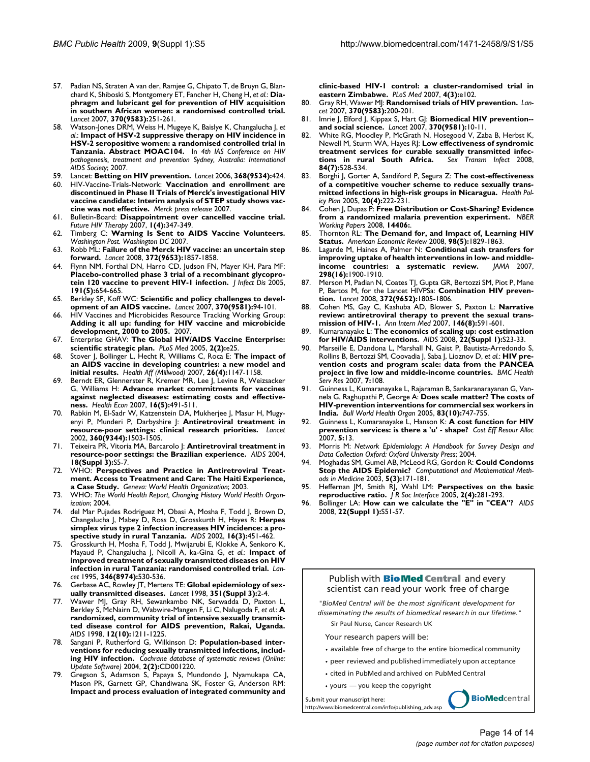57. Padian NS, Straten A van der, Ramjee G, Chipato T, de Bruyn G, Blanchard K, Shiboski S, Montgomery ET, Fancher H, Cheng H, *et al.*: **Diaphragm and lubricant gel for prevention of HIV acquisition in southern African women: a randomised controlled trial.** *Lancet* 2007, **370(9583):**251-261.
58. Watson-Jones DRM, Weiss H, Mugeye K, Baislye K, Changalucha J, *et al.*: **Impact of HSV-2 suppressive therapy on HIV incidence in HSV-2 seropositive women: a randomised controlled trial in Tanzania. Abstract MOAC104.** In *4th IAS Conference on HIV pathogenesis, treatment and prevention Sydney, Australia: International AIDS Society*; 2007.
59. Lancet: **Betting on HIV prevention.** *Lancet* 2006, **368(9534):**424.
60. HIV-Vaccine-Trials-Network: **Vaccination and enrollment are discontinued in Phase II Trials of Merck's investigational HIV vaccine candidate: Interim analysis of STEP study shows vaccine was not effective.** *Merck press release* 2007.
61. Bulletin-Board: **Disappointment over cancelled vaccine trial.** *Future HIV Therapy* 2007, **1(4):**347-349.
62. Timberg C: **Warning Is Sent to AIDS Vaccine Volunteers.** *Washington Post. Washington DC* 2007.
63. Robb ML: **Failure of the Merck HIV vaccine: an uncertain step forward.** *Lancet* 2008, **372(9653):**1857-1858.
64. Flynn NM, Forthal DN, Harro CD, Judson FN, Mayer KH, Para MF: **Placebo-controlled phase 3 trial of a recombinant glycoprotein 120 vaccine to prevent HIV-1 infection.** *J Infect Dis* 2005, **191(5):**654-665.
65. Berkley SF, Koff WC: **Scientific and policy challenges to development of an AIDS vaccine.** *Lancet* 2007, **370(9581):**94-101.
66. HIV Vaccines and Microbicides Resource Tracking Working Group: **Adding it all up: funding for HIV vaccine and microbicide development, 2000 to 2005.** 2007.
67. Enterprise GHAV: **The Global HIV/AIDS Vaccine Enterprise: scientific strategic plan.** *PLoS Med* 2005, **2(2):**e25.
68. Stover J, Bollinger L, Hecht R, Williams C, Roca E: **The impact of an AIDS vaccine in developing countries: a new model and initial results.** *Health Aff (Millwood)* 2007, **26(4):**1147-1158.
69. Berndt ER, Glennerster R, Kremer MR, Lee J, Levine R, Weizsacker G, Williams H: **Advance market commitments for vaccines against neglected diseases: estimating costs and effectiveness.** *Health Econ* 2007, **16(5):**491-511.
70. Rabkin M, El-Sadr W, Katzenstein DA, Mukherjee J, Masur H, Mugyenyi P, Munderi P, Darbyshire J: **Antiretroviral treatment in resource-poor settings: clinical research priorities.** *Lancet* 2002, **360(9344):**1503-1505.
71. Teixeira PR, Vitoria MA, Barcarolo J: **Antiretroviral treatment in resource-poor settings: the Brazilian experience.** *AIDS* 2004, **18(Suppl 3):**S5-7.
72. WHO: **Perspectives and Practice in Antiretroviral Treatment. Access to Treatment and Care: The Haiti Experience, a Case Study.** *Geneva: World Health Organization*; 2003.
73. WHO: *The World Health Report, Changing History World Health Organization*; 2004.
74. del Mar Pujades Rodriguez M, Obasi A, Mosha F, Todd J, Brown D, Changalucha J, Mabey D, Ross D, Grosskurth H, Hayes R: **Herpes simplex virus type 2 infection increases HIV incidence: a prospective study in rural Tanzania.** *AIDS* 2002, **16(3):**451-462.
75. Grosskurth H, Mosha F, Todd J, Mwijarubi E, Klokke A, Senkoro K, Mayaud P, Changalucha J, Nicoll A, ka-Gina G, *et al.*: **Impact of improved treatment of sexually transmitted diseases on HIV infection in rural Tanzania: randomised controlled trial.** *Lancet* 1995, **346(8974):**530-536.
76. Gerbase AC, Rowley JT, Mertens TE: **Global epidemiology of sexually transmitted diseases.** *Lancet* 1998, **351(Suppl 3):**2-4.
77. Wawer MJ, Gray RH, Sewankambo NK, Serwadda D, Paxton L, Berkley S, McNairn D, Wabwire-Mangen F, Li C, Nalugoda F, *et al.*: **A randomized, community trial of intensive sexually transmitted disease control for AIDS prevention, Rakai, Uganda.** *AIDS* 1998, **12(10):**1211-1225.
78. Sangani P, Rutherford G, Wilkinson D: **Population-based interventions for reducing sexually transmitted infections, including HIV infection.** *Cochrane database of systematic reviews (Online: Update Software)* 2004, **2(2):**CD001220.
79. Gregson S, Adamson S, Papaya S, Mundondo J, Nyamukapa CA, Mason PR, Garnett GP, Chandiwana SK, Foster G, Anderson RM: **Impact and process evaluation of integrated community and clinic-based HIV-1 control: a cluster-randomised trial in eastern Zimbabwe.** *PLoS Med* 2007, **4(3):**e102.
80. Gray RH, Wawer MJ: **Randomised trials of HIV prevention.** *Lancet* 2007, **370(9583):**200-201.
81. Imrie J, Elford J, Kippax S, Hart GJ: **Biomedical HIV prevention--and social science.** *Lancet* 2007, **370(9581):**10-11.
82. White RG, Moodley P, McGrath N, Hosegood V, Zaba B, Herbst K, Newell M, Sturm WA, Hayes RJ: **Low effectiveness of syndromic treatment services for curable sexually transmitted infections in rural South Africa.** *Sex Transm Infect* 2008, **84(7):**528-534.
83. Borghi J, Gorter A, Sandiford P, Segura Z: **The cost-effectiveness of a competitive voucher scheme to reduce sexually transmitted infections in high-risk groups in Nicaragua.** *Health Policy Plan* 2005, **20(4):**222-231.
84. Cohen J, Dupas P: **Free Distribution or Cost-Sharing? Evidence from a randomized malaria prevention experiment.** *NBER Working Papers* 2008, **14406:**.
85. Thornton RL: **The Demand for, and Impact of, Learning HIV Status.** *American Economic Review* 2008, **98(5):**1829-1863.
86. Lagarde M, Haines A, Palmer N: **Conditional cash transfers for improving uptake of health interventions in low- and middle-income countries: a systematic review.** *JAMA* 2007, **298(16):**1900-1910.
87. Merson M, Padian N, Coates TJ, Gupta GR, Bertozzi SM, Piot P, Mane P, Bartos M, for the Lancet HIVPSa: **Combination HIV prevention.** *Lancet* 2008, **372(9652):**1805-1806.
88. Cohen MS, Gay C, Kashuba AD, Blower S, Paxton L: **Narrative review: antiretroviral therapy to prevent the sexual transmission of HIV-1.** *Ann Intern Med* 2007, **146(8):**591-601.
89. Kumaranayake L: **The economics of scaling up: cost estimation for HIV/AIDS interventions.** *AIDS* 2008, **22(Suppl 1):**S23-33.
90. Marseille E, Dandona L, Marshall N, Gaist P, Bautista-Arredondo S, Rollins B, Bertozzi SM, Coovadia J, Saba J, Lioznov D, *et al.*: **HIV prevention costs and program scale: data from the PANCEA project in five low and middle-income countries.** *BMC Health Serv Res* 2007, **7:**108.
91. Guinness L, Kumaranayake L, Rajaraman B, Sankaranarayanan G, Vannela G, Raghupathi P, George A: **Does scale matter? The costs of HIV-prevention interventions for commercial sex workers in India.** *Bull World Health Organ* 2005, **83(10):**747-755.
92. Guinness L, Kumaranayake L, Hanson K: **A cost function for HIV prevention services: is there a 'u' - shape?** *Cost Eff Resour Alloc* 2007, **5:**13.
93. Morris M: *Network Epidemiology: A Handbook for Survey Design and Data Collection Oxford: Oxford University Press*; 2004.
94. Moghadas SM, Gumel AB, McLeod RG, Gordon R: **Could Condoms Stop the AIDS Epidemic?** *Computational and Mathematical Methods in Medicine* 2003, **5(3):**171-181.
95. Heffernan JM, Smith RJ, Wahl LM: **Perspectives on the basic reproductive ratio.** *J R Soc Interface* 2005, **2(4):**281-293.
96. Bollinger LA: **How can we calculate the "E" in "CEA"?** *AIDS* 2008, **22(Suppl 1):**S51-57.

Publish with **BioMed Central** and every scientist can read your work free of charge

*"BioMed Central will be the most significant development for disseminating the results of biomedical research in our lifetime."*

Sir Paul Nurse, Cancer Research UK

Your research papers will be:

- available free of charge to the entire biomedical community
- peer reviewed and published immediately upon acceptance
- cited in PubMed and archived on PubMed Central
- yours — you keep the copyright

Submit your manuscript here:
http://www.biomedcentral.com/info/publishing_adv.asp

**BioMed**central